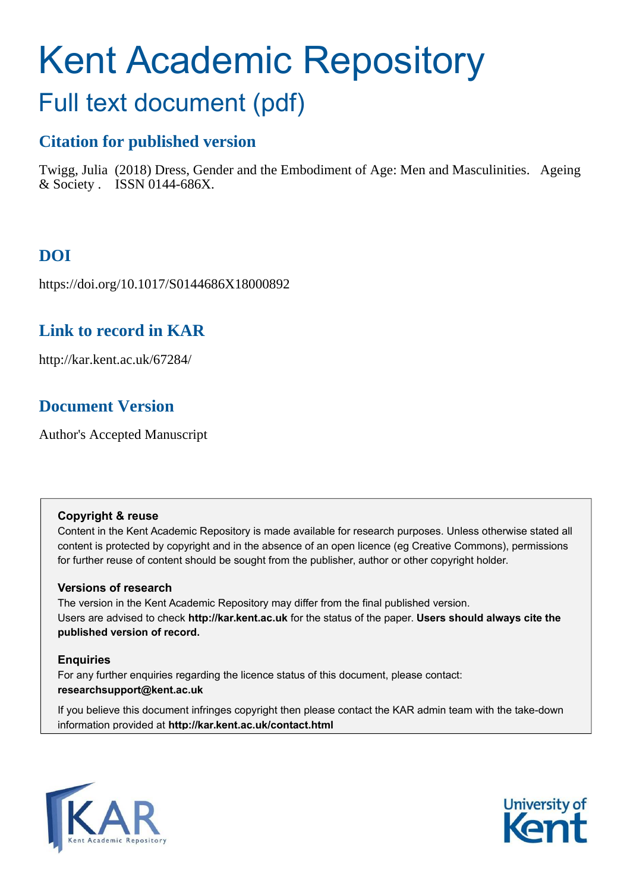# Kent Academic Repository

## Full text document (pdf)

### Citation for published version

Twigg, Julia (2018) Dress, Gender and the Embodiment of Age: Men and Masculinities. Ageing & Society . ISSN 0144-686X.

### DOI

https://doi.org/10.1017/S0144686X18000892

### Link to record in KAR

http://kar.kent.ac.uk/67284/

### Document Version

Author's Accepted Manuscript

**Copyright & reuse**

Content in the Kent Academic Repository is made available for research purposes. Unless otherwise stated all content is protected by copyright and in the absence of an open licence (eg Creative Commons), permissions for further reuse of content should be sought from the publisher, author or other copyright holder.

**Versions of research**

The version in the Kent Academic Repository may differ from the final published version. Users are advised to check **http://kar.kent.ac.uk** for the status of the paper. **Users should always cite the published version of record.**

**Enquiries**

For any further enquiries regarding the licence status of this document, please contact: **researchsupport@kent.ac.uk**

If you believe this document infringes copyright then please contact the KAR admin team with the take-down information provided at **http://kar.kent.ac.uk/contact.html**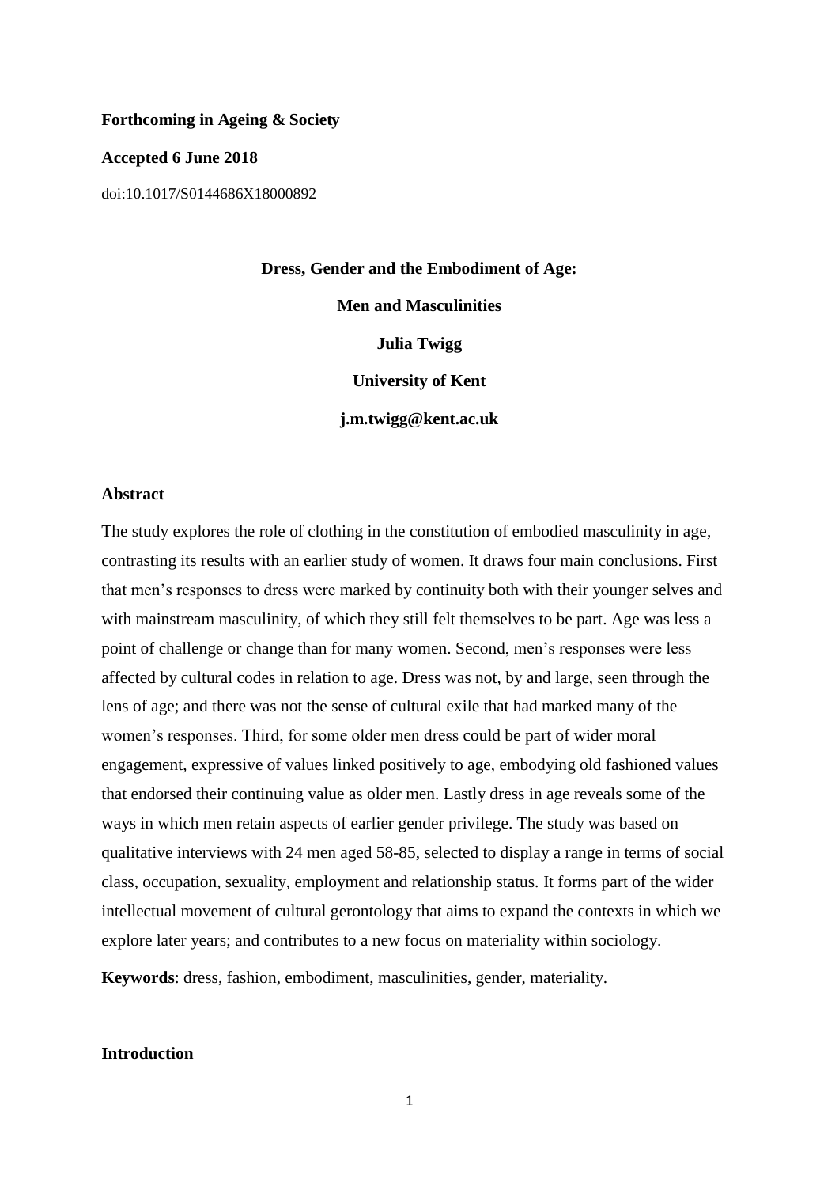**Forthcoming in Ageing & Society**

**Accepted 6 June 2018**

doi:10.1017/S0144686X18000892

# Dress, Gender and the Embodiment of Age: Men and Masculinities

**Julia Twigg**

**University of Kent**

**j.m.twigg@kent.ac.uk**

## Abstract

The study explores the role of clothing in the constitution of embodied masculinity in age, contrasting its results with an earlier study of women. It draws four main conclusions. First that men's responses to dress were marked by continuity both with their younger selves and with mainstream masculinity, of which they still felt themselves to be part. Age was less a point of challenge or change than for many women. Second, men's responses were less affected by cultural codes in relation to age. Dress was not, by and large, seen through the lens of age; and there was not the sense of cultural exile that had marked many of the women's responses. Third, for some older men dress could be part of wider moral engagement, expressive of values linked positively to age, embodying old fashioned values that endorsed their continuing value as older men. Lastly dress in age reveals some of the ways in which men retain aspects of earlier gender privilege. The study was based on qualitative interviews with 24 men aged 58-85, selected to display a range in terms of social class, occupation, sexuality, employment and relationship status. It forms part of the wider intellectual movement of cultural gerontology that aims to expand the contexts in which we explore later years; and contributes to a new focus on materiality within sociology.

**Keywords**: dress, fashion, embodiment, masculinities, gender, materiality.

## Introduction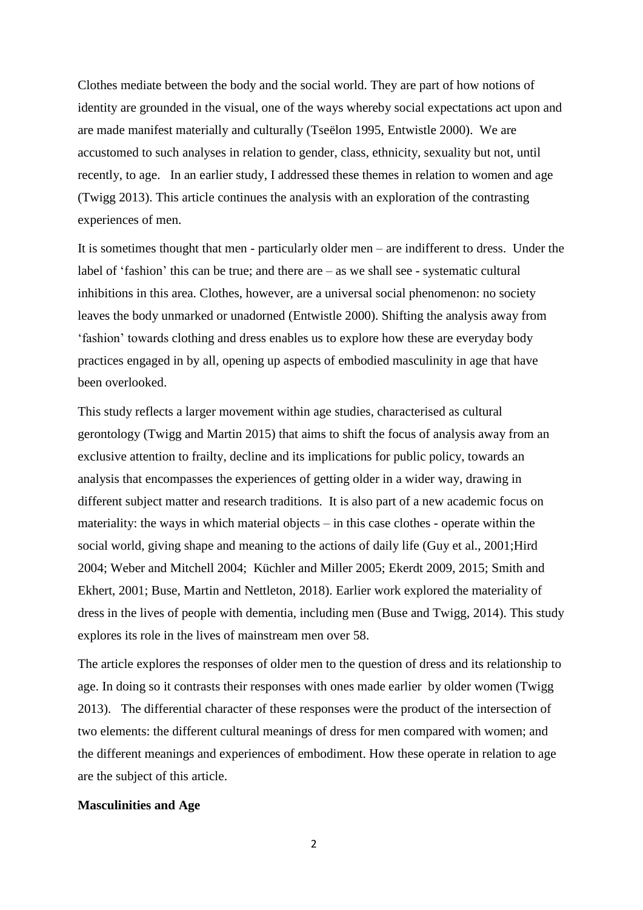Clothes mediate between the body and the social world. They are part of how notions of identity are grounded in the visual, one of the ways whereby social expectations act upon and are made manifest materially and culturally (Tseëlon 1995, Entwistle 2000). We are accustomed to such analyses in relation to gender, class, ethnicity, sexuality but not, until recently, to age. In an earlier study, I addressed these themes in relation to women and age (Twigg 2013). This article continues the analysis with an exploration of the contrasting experiences of men.

It is sometimes thought that men - particularly older men – are indifferent to dress. Under the label of 'fashion' this can be true; and there are – as we shall see - systematic cultural inhibitions in this area. Clothes, however, are a universal social phenomenon: no society leaves the body unmarked or unadorned (Entwistle 2000). Shifting the analysis away from 'fashion' towards clothing and dress enables us to explore how these are everyday body practices engaged in by all, opening up aspects of embodied masculinity in age that have been overlooked.

This study reflects a larger movement within age studies, characterised as cultural gerontology (Twigg and Martin 2015) that aims to shift the focus of analysis away from an exclusive attention to frailty, decline and its implications for public policy, towards an analysis that encompasses the experiences of getting older in a wider way, drawing in different subject matter and research traditions. It is also part of a new academic focus on materiality: the ways in which material objects – in this case clothes - operate within the social world, giving shape and meaning to the actions of daily life (Guy et al., 2001;Hird 2004; Weber and Mitchell 2004; Küchler and Miller 2005; Ekerdt 2009, 2015; Smith and Ekhert, 2001; Buse, Martin and Nettleton, 2018). Earlier work explored the materiality of dress in the lives of people with dementia, including men (Buse and Twigg, 2014). This study explores its role in the lives of mainstream men over 58.

The article explores the responses of older men to the question of dress and its relationship to age. In doing so it contrasts their responses with ones made earlier by older women (Twigg 2013). The differential character of these responses were the product of the intersection of two elements: the different cultural meanings of dress for men compared with women; and the different meanings and experiences of embodiment. How these operate in relation to age are the subject of this article.

**Masculinities and Age**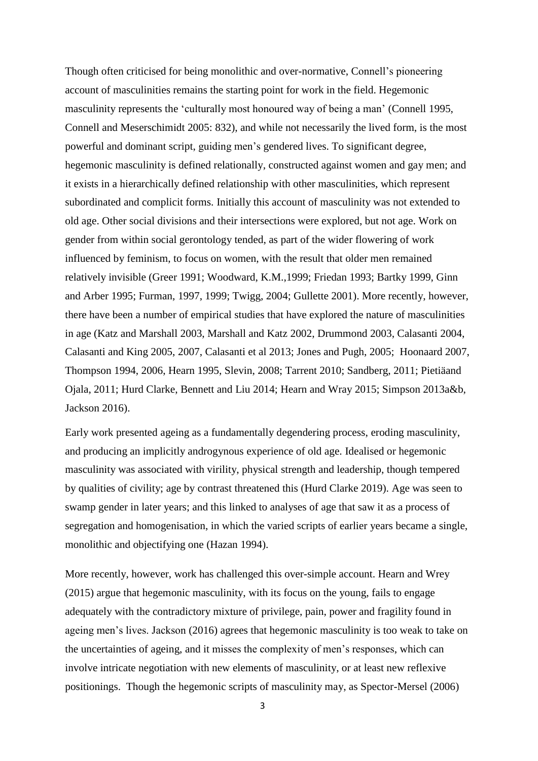Though often criticised for being monolithic and over-normative, Connell's pioneering account of masculinities remains the starting point for work in the field. Hegemonic masculinity represents the 'culturally most honoured way of being a man' (Connell 1995, Connell and Meserschimidt 2005: 832), and while not necessarily the lived form, is the most powerful and dominant script, guiding men's gendered lives. To significant degree, hegemonic masculinity is defined relationally, constructed against women and gay men; and it exists in a hierarchically defined relationship with other masculinities, which represent subordinated and complicit forms. Initially this account of masculinity was not extended to old age. Other social divisions and their intersections were explored, but not age. Work on gender from within social gerontology tended, as part of the wider flowering of work influenced by feminism, to focus on women, with the result that older men remained relatively invisible (Greer 1991; Woodward, K.M.,1999; Friedan 1993; Bartky 1999, Ginn and Arber 1995; Furman, 1997, 1999; Twigg, 2004; Gullette 2001). More recently, however, there have been a number of empirical studies that have explored the nature of masculinities in age (Katz and Marshall 2003, Marshall and Katz 2002, Drummond 2003, Calasanti 2004, Calasanti and King 2005, 2007, Calasanti et al 2013; Jones and Pugh, 2005; Hoonaard 2007, Thompson 1994, 2006, Hearn 1995, Slevin, 2008; Tarrent 2010; Sandberg, 2011; Pietiäand Ojala, 2011; Hurd Clarke, Bennett and Liu 2014; Hearn and Wray 2015; Simpson 2013a&b, Jackson 2016).

Early work presented ageing as a fundamentally degendering process, eroding masculinity, and producing an implicitly androgynous experience of old age. Idealised or hegemonic masculinity was associated with virility, physical strength and leadership, though tempered by qualities of civility; age by contrast threatened this (Hurd Clarke 2019). Age was seen to swamp gender in later years; and this linked to analyses of age that saw it as a process of segregation and homogenisation, in which the varied scripts of earlier years became a single, monolithic and objectifying one (Hazan 1994).

More recently, however, work has challenged this over-simple account. Hearn and Wrey (2015) argue that hegemonic masculinity, with its focus on the young, fails to engage adequately with the contradictory mixture of privilege, pain, power and fragility found in ageing men's lives. Jackson (2016) agrees that hegemonic masculinity is too weak to take on the uncertainties of ageing, and it misses the complexity of men's responses, which can involve intricate negotiation with new elements of masculinity, or at least new reflexive positionings. Though the hegemonic scripts of masculinity may, as Spector-Mersel (2006)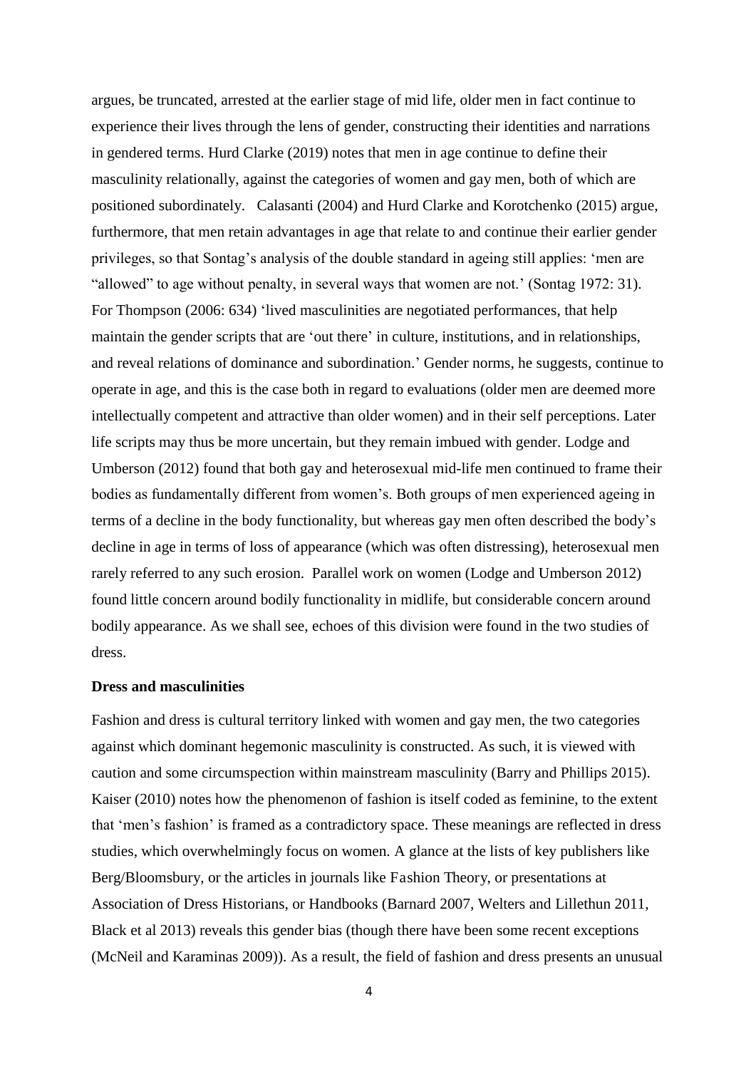argues, be truncated, arrested at the earlier stage of mid life, older men in fact continue to experience their lives through the lens of gender, constructing their identities and narrations in gendered terms. Hurd Clarke (2019) notes that men in age continue to define their masculinity relationally, against the categories of women and gay men, both of which are positioned subordinately. Calasanti (2004) and Hurd Clarke and Korotchenko (2015) argue, furthermore, that men retain advantages in age that relate to and continue their earlier gender privileges, so that Sontag's analysis of the double standard in ageing still applies: 'men are "allowed" to age without penalty, in several ways that women are not.' (Sontag 1972: 31). For Thompson (2006: 634) 'lived masculinities are negotiated performances, that help maintain the gender scripts that are 'out there' in culture, institutions, and in relationships, and reveal relations of dominance and subordination.' Gender norms, he suggests, continue to operate in age, and this is the case both in regard to evaluations (older men are deemed more intellectually competent and attractive than older women) and in their self perceptions. Later life scripts may thus be more uncertain, but they remain imbued with gender. Lodge and Umberson (2012) found that both gay and heterosexual mid-life men continued to frame their bodies as fundamentally different from women's. Both groups of men experienced ageing in terms of a decline in the body functionality, but whereas gay men often described the body's decline in age in terms of loss of appearance (which was often distressing), heterosexual men rarely referred to any such erosion. Parallel work on women (Lodge and Umberson 2012) found little concern around bodily functionality in midlife, but considerable concern around bodily appearance. As we shall see, echoes of this division were found in the two studies of dress.

**Dress and masculinities**

Fashion and dress is cultural territory linked with women and gay men, the two categories against which dominant hegemonic masculinity is constructed. As such, it is viewed with caution and some circumspection within mainstream masculinity (Barry and Phillips 2015). Kaiser (2010) notes how the phenomenon of fashion is itself coded as feminine, to the extent that 'men's fashion' is framed as a contradictory space. These meanings are reflected in dress studies, which overwhelmingly focus on women. A glance at the lists of key publishers like Berg/Bloomsbury, or the articles in journals like Fashion Theory, or presentations at Association of Dress Historians, or Handbooks (Barnard 2007, Welters and Lillethun 2011, Black et al 2013) reveals this gender bias (though there have been some recent exceptions (McNeil and Karaminas 2009)). As a result, the field of fashion and dress presents an unusual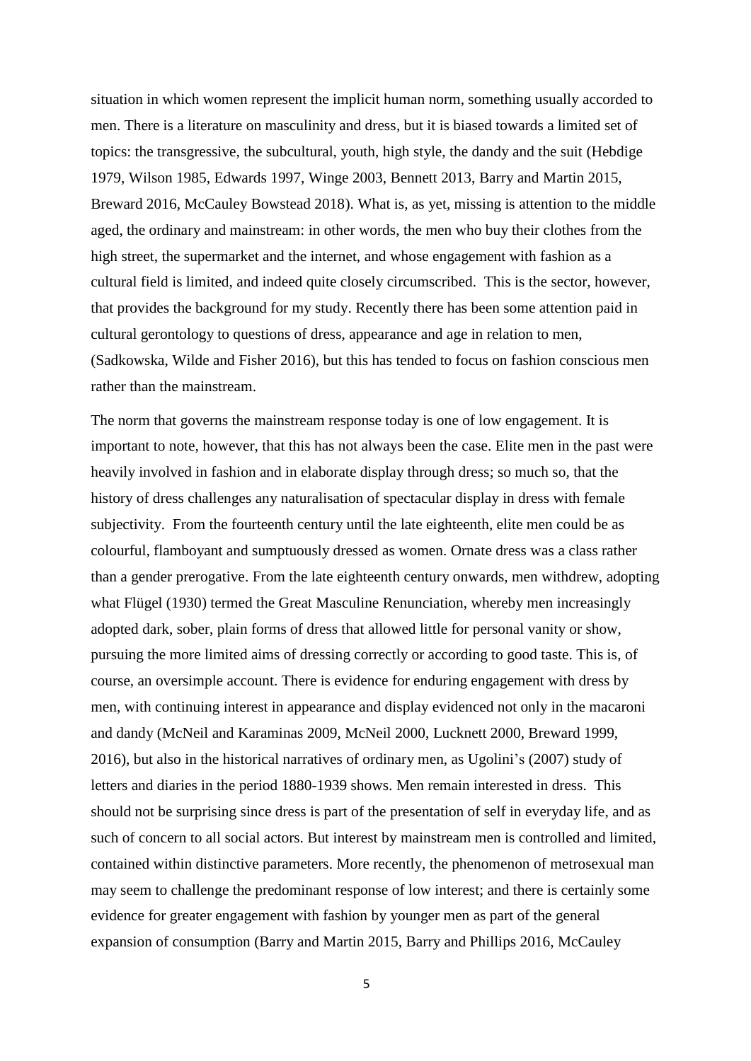situation in which women represent the implicit human norm, something usually accorded to men. There is a literature on masculinity and dress, but it is biased towards a limited set of topics: the transgressive, the subcultural, youth, high style, the dandy and the suit (Hebdige 1979, Wilson 1985, Edwards 1997, Winge 2003, Bennett 2013, Barry and Martin 2015, Breward 2016, McCauley Bowstead 2018). What is, as yet, missing is attention to the middle aged, the ordinary and mainstream: in other words, the men who buy their clothes from the high street, the supermarket and the internet, and whose engagement with fashion as a cultural field is limited, and indeed quite closely circumscribed. This is the sector, however, that provides the background for my study. Recently there has been some attention paid in cultural gerontology to questions of dress, appearance and age in relation to men, (Sadkowska, Wilde and Fisher 2016), but this has tended to focus on fashion conscious men rather than the mainstream.

The norm that governs the mainstream response today is one of low engagement. It is important to note, however, that this has not always been the case. Elite men in the past were heavily involved in fashion and in elaborate display through dress; so much so, that the history of dress challenges any naturalisation of spectacular display in dress with female subjectivity. From the fourteenth century until the late eighteenth, elite men could be as colourful, flamboyant and sumptuously dressed as women. Ornate dress was a class rather than a gender prerogative. From the late eighteenth century onwards, men withdrew, adopting what Flügel (1930) termed the Great Masculine Renunciation, whereby men increasingly adopted dark, sober, plain forms of dress that allowed little for personal vanity or show, pursuing the more limited aims of dressing correctly or according to good taste. This is, of course, an oversimple account. There is evidence for enduring engagement with dress by men, with continuing interest in appearance and display evidenced not only in the macaroni and dandy (McNeil and Karaminas 2009, McNeil 2000, Lucknett 2000, Breward 1999, 2016), but also in the historical narratives of ordinary men, as Ugolini's (2007) study of letters and diaries in the period 1880-1939 shows. Men remain interested in dress. This should not be surprising since dress is part of the presentation of self in everyday life, and as such of concern to all social actors. But interest by mainstream men is controlled and limited, contained within distinctive parameters. More recently, the phenomenon of metrosexual man may seem to challenge the predominant response of low interest; and there is certainly some evidence for greater engagement with fashion by younger men as part of the general expansion of consumption (Barry and Martin 2015, Barry and Phillips 2016, McCauley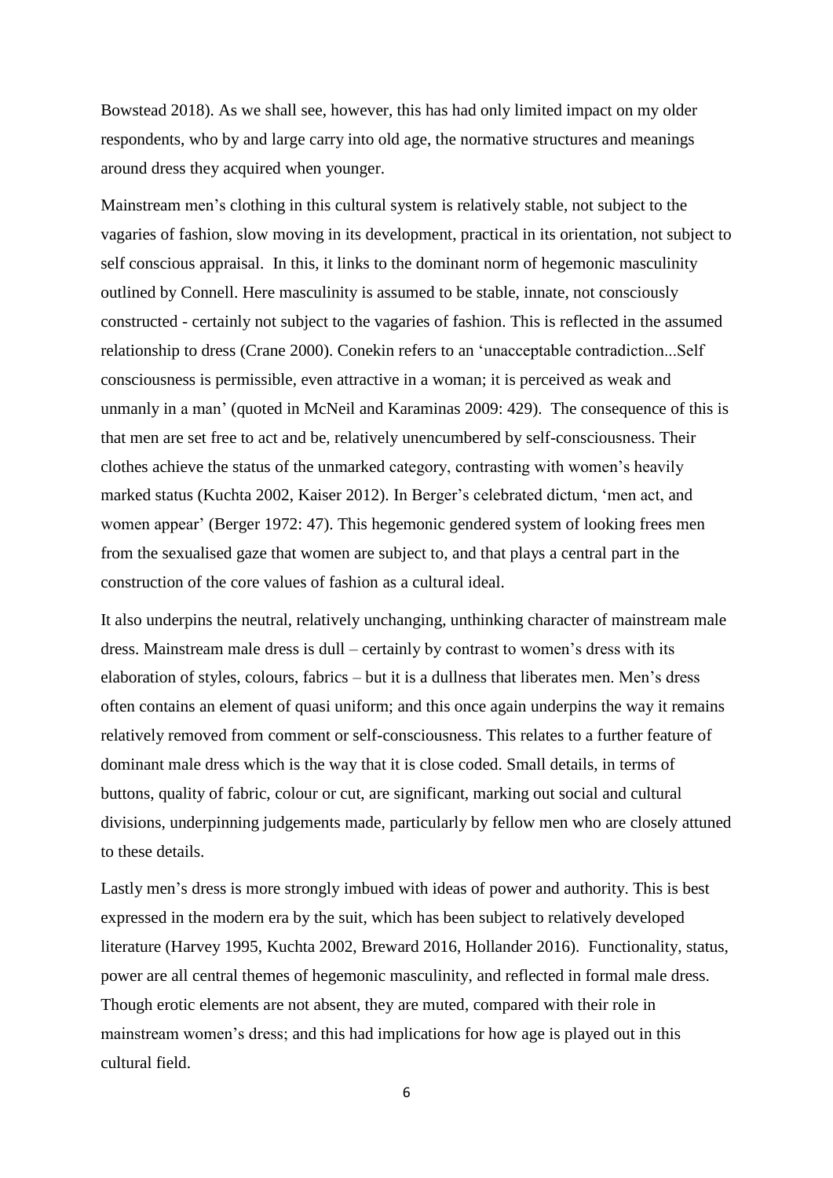Bowstead 2018). As we shall see, however, this has had only limited impact on my older respondents, who by and large carry into old age, the normative structures and meanings around dress they acquired when younger.

Mainstream men's clothing in this cultural system is relatively stable, not subject to the vagaries of fashion, slow moving in its development, practical in its orientation, not subject to self conscious appraisal. In this, it links to the dominant norm of hegemonic masculinity outlined by Connell. Here masculinity is assumed to be stable, innate, not consciously constructed - certainly not subject to the vagaries of fashion. This is reflected in the assumed relationship to dress (Crane 2000). Conekin refers to an 'unacceptable contradiction...Self consciousness is permissible, even attractive in a woman; it is perceived as weak and unmanly in a man' (quoted in McNeil and Karaminas 2009: 429). The consequence of this is that men are set free to act and be, relatively unencumbered by self-consciousness. Their clothes achieve the status of the unmarked category, contrasting with women's heavily marked status (Kuchta 2002, Kaiser 2012). In Berger's celebrated dictum, 'men act, and women appear' (Berger 1972: 47). This hegemonic gendered system of looking frees men from the sexualised gaze that women are subject to, and that plays a central part in the construction of the core values of fashion as a cultural ideal.

It also underpins the neutral, relatively unchanging, unthinking character of mainstream male dress. Mainstream male dress is dull – certainly by contrast to women's dress with its elaboration of styles, colours, fabrics – but it is a dullness that liberates men. Men's dress often contains an element of quasi uniform; and this once again underpins the way it remains relatively removed from comment or self-consciousness. This relates to a further feature of dominant male dress which is the way that it is close coded. Small details, in terms of buttons, quality of fabric, colour or cut, are significant, marking out social and cultural divisions, underpinning judgements made, particularly by fellow men who are closely attuned to these details.

Lastly men's dress is more strongly imbued with ideas of power and authority. This is best expressed in the modern era by the suit, which has been subject to relatively developed literature (Harvey 1995, Kuchta 2002, Breward 2016, Hollander 2016). Functionality, status, power are all central themes of hegemonic masculinity, and reflected in formal male dress. Though erotic elements are not absent, they are muted, compared with their role in mainstream women's dress; and this had implications for how age is played out in this cultural field.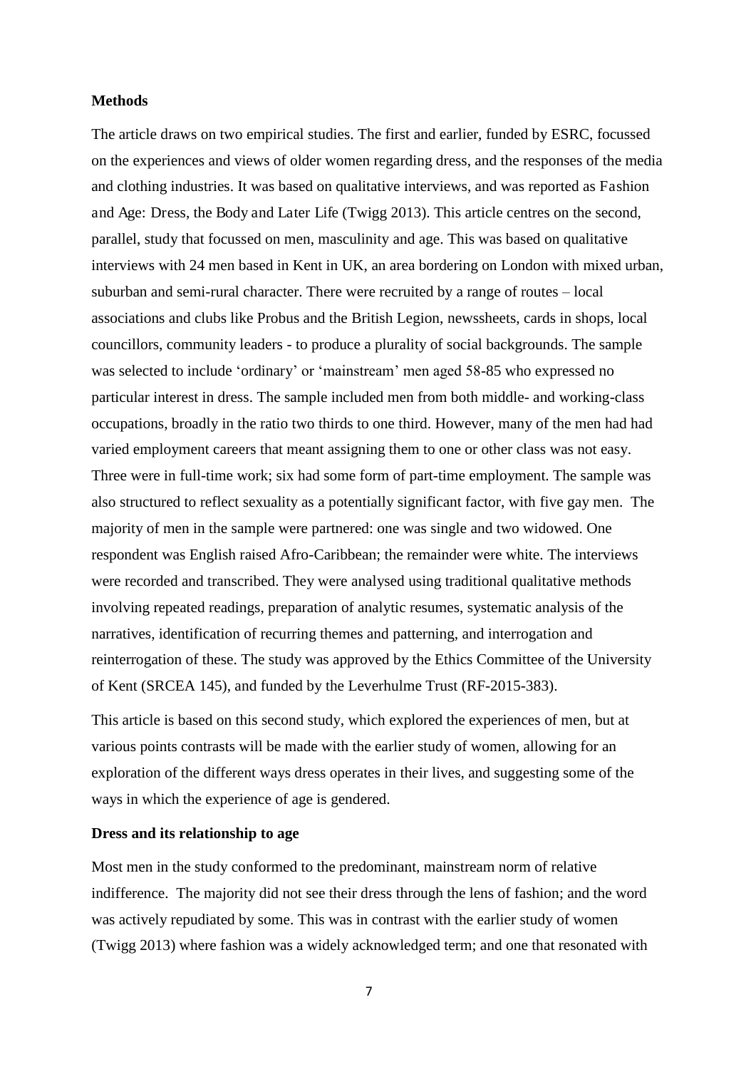**Methods**

The article draws on two empirical studies. The first and earlier, funded by ESRC, focussed on the experiences and views of older women regarding dress, and the responses of the media and clothing industries. It was based on qualitative interviews, and was reported as Fashion and Age: Dress, the Body and Later Life (Twigg 2013). This article centres on the second, parallel, study that focussed on men, masculinity and age. This was based on qualitative interviews with 24 men based in Kent in UK, an area bordering on London with mixed urban, suburban and semi-rural character. There were recruited by a range of routes – local associations and clubs like Probus and the British Legion, newssheets, cards in shops, local councillors, community leaders - to produce a plurality of social backgrounds. The sample was selected to include 'ordinary' or 'mainstream' men aged 58-85 who expressed no particular interest in dress. The sample included men from both middle- and working-class occupations, broadly in the ratio two thirds to one third. However, many of the men had had varied employment careers that meant assigning them to one or other class was not easy. Three were in full-time work; six had some form of part-time employment. The sample was also structured to reflect sexuality as a potentially significant factor, with five gay men. The majority of men in the sample were partnered: one was single and two widowed. One respondent was English raised Afro-Caribbean; the remainder were white. The interviews were recorded and transcribed. They were analysed using traditional qualitative methods involving repeated readings, preparation of analytic resumes, systematic analysis of the narratives, identification of recurring themes and patterning, and interrogation and reinterrogation of these. The study was approved by the Ethics Committee of the University of Kent (SRCEA 145), and funded by the Leverhulme Trust (RF-2015-383).

This article is based on this second study, which explored the experiences of men, but at various points contrasts will be made with the earlier study of women, allowing for an exploration of the different ways dress operates in their lives, and suggesting some of the ways in which the experience of age is gendered.

**Dress and its relationship to age**

Most men in the study conformed to the predominant, mainstream norm of relative indifference. The majority did not see their dress through the lens of fashion; and the word was actively repudiated by some. This was in contrast with the earlier study of women (Twigg 2013) where fashion was a widely acknowledged term; and one that resonated with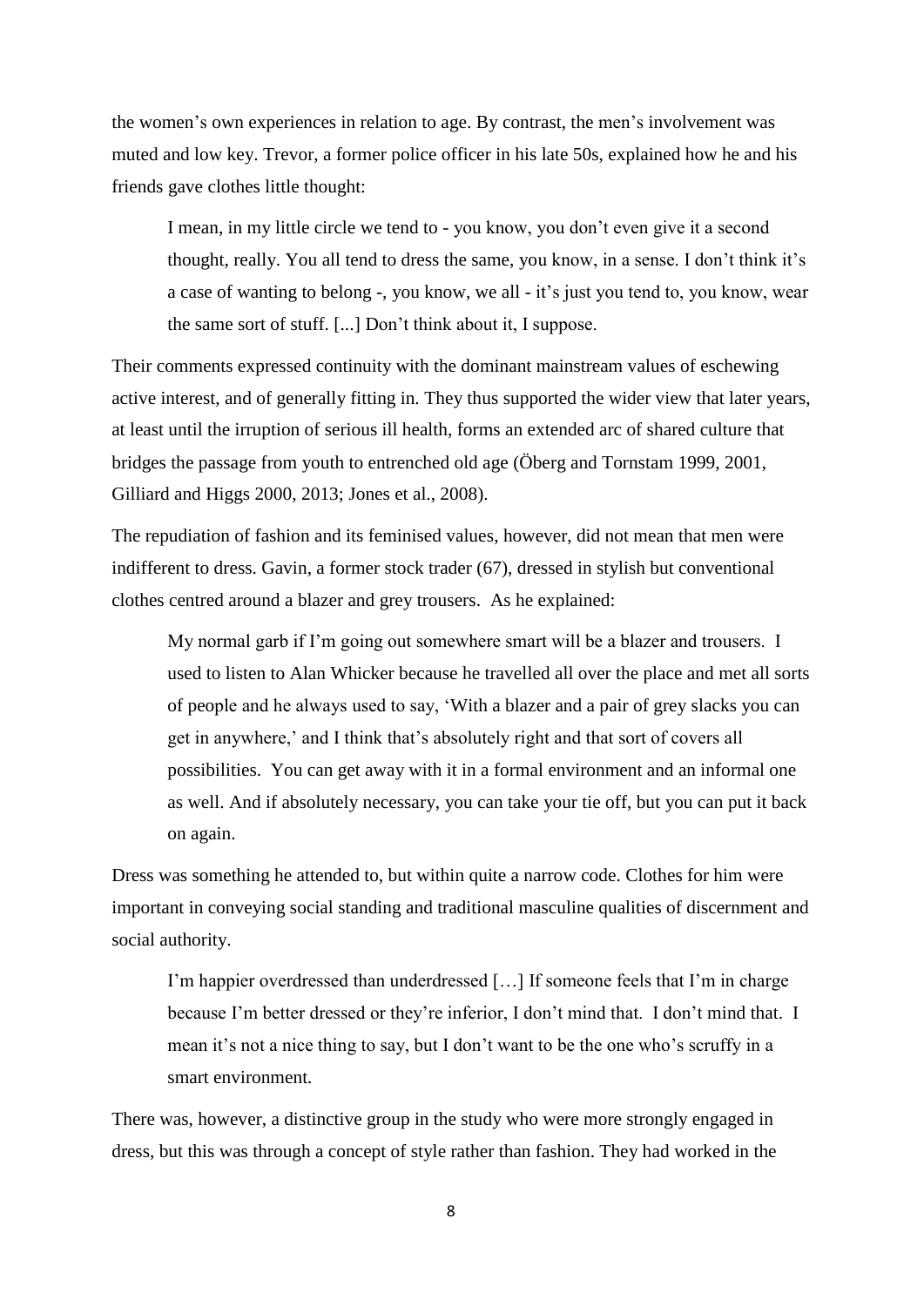the women's own experiences in relation to age. By contrast, the men's involvement was muted and low key. Trevor, a former police officer in his late 50s, explained how he and his friends gave clothes little thought:

> I mean, in my little circle we tend to - you know, you don't even give it a second thought, really. You all tend to dress the same, you know, in a sense. I don't think it's a case of wanting to belong -, you know, we all - it's just you tend to, you know, wear the same sort of stuff. [...] Don't think about it, I suppose.

Their comments expressed continuity with the dominant mainstream values of eschewing active interest, and of generally fitting in. They thus supported the wider view that later years, at least until the irruption of serious ill health, forms an extended arc of shared culture that bridges the passage from youth to entrenched old age (Öberg and Tornstam 1999, 2001, Gilliard and Higgs 2000, 2013; Jones et al., 2008).

The repudiation of fashion and its feminised values, however, did not mean that men were indifferent to dress. Gavin, a former stock trader (67), dressed in stylish but conventional clothes centred around a blazer and grey trousers. As he explained:

> My normal garb if I'm going out somewhere smart will be a blazer and trousers. I used to listen to Alan Whicker because he travelled all over the place and met all sorts of people and he always used to say, 'With a blazer and a pair of grey slacks you can get in anywhere,' and I think that's absolutely right and that sort of covers all possibilities. You can get away with it in a formal environment and an informal one as well. And if absolutely necessary, you can take your tie off, but you can put it back on again.

Dress was something he attended to, but within quite a narrow code. Clothes for him were important in conveying social standing and traditional masculine qualities of discernment and social authority.

> I'm happier overdressed than underdressed […] If someone feels that I'm in charge because I'm better dressed or they're inferior, I don't mind that. I don't mind that. I mean it's not a nice thing to say, but I don't want to be the one who's scruffy in a smart environment.

There was, however, a distinctive group in the study who were more strongly engaged in dress, but this was through a concept of style rather than fashion. They had worked in the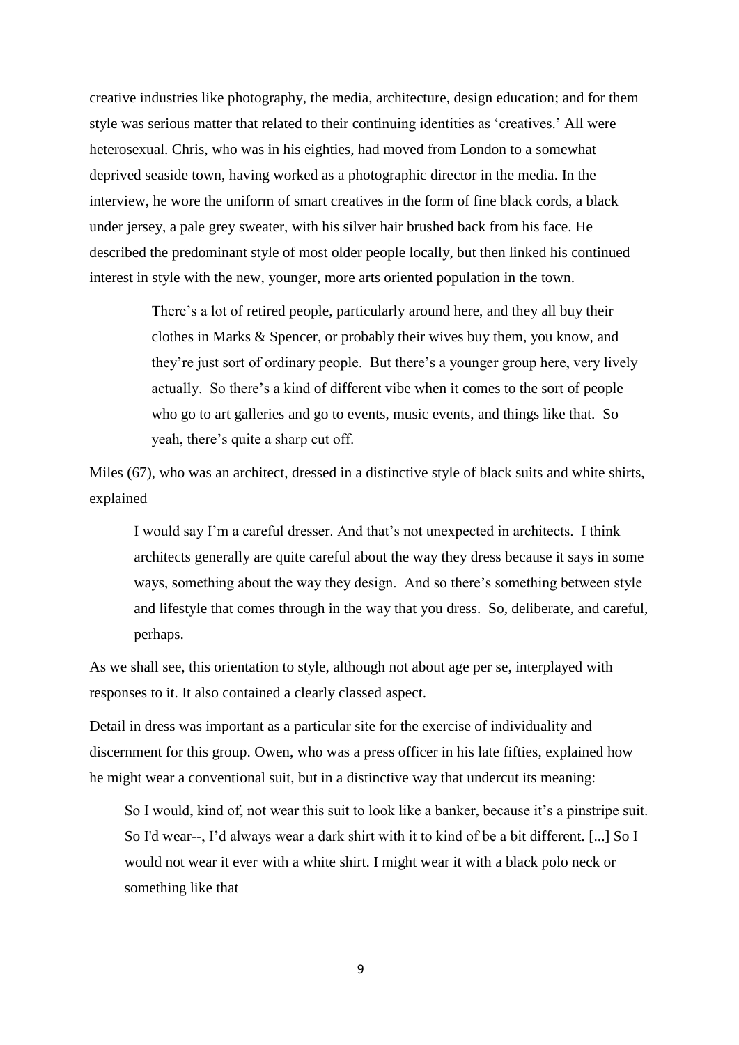creative industries like photography, the media, architecture, design education; and for them style was serious matter that related to their continuing identities as 'creatives.' All were heterosexual. Chris, who was in his eighties, had moved from London to a somewhat deprived seaside town, having worked as a photographic director in the media. In the interview, he wore the uniform of smart creatives in the form of fine black cords, a black under jersey, a pale grey sweater, with his silver hair brushed back from his face. He described the predominant style of most older people locally, but then linked his continued interest in style with the new, younger, more arts oriented population in the town.

> There's a lot of retired people, particularly around here, and they all buy their clothes in Marks & Spencer, or probably their wives buy them, you know, and they're just sort of ordinary people. But there's a younger group here, very lively actually. So there's a kind of different vibe when it comes to the sort of people who go to art galleries and go to events, music events, and things like that. So yeah, there's quite a sharp cut off.

Miles (67), who was an architect, dressed in a distinctive style of black suits and white shirts, explained

> I would say I'm a careful dresser. And that's not unexpected in architects. I think architects generally are quite careful about the way they dress because it says in some ways, something about the way they design. And so there's something between style and lifestyle that comes through in the way that you dress. So, deliberate, and careful, perhaps.

As we shall see, this orientation to style, although not about age per se, interplayed with responses to it. It also contained a clearly classed aspect.

Detail in dress was important as a particular site for the exercise of individuality and discernment for this group. Owen, who was a press officer in his late fifties, explained how he might wear a conventional suit, but in a distinctive way that undercut its meaning:

> So I would, kind of, not wear this suit to look like a banker, because it's a pinstripe suit. So I'd wear--, I'd always wear a dark shirt with it to kind of be a bit different. [...] So I would not wear it ever with a white shirt. I might wear it with a black polo neck or something like that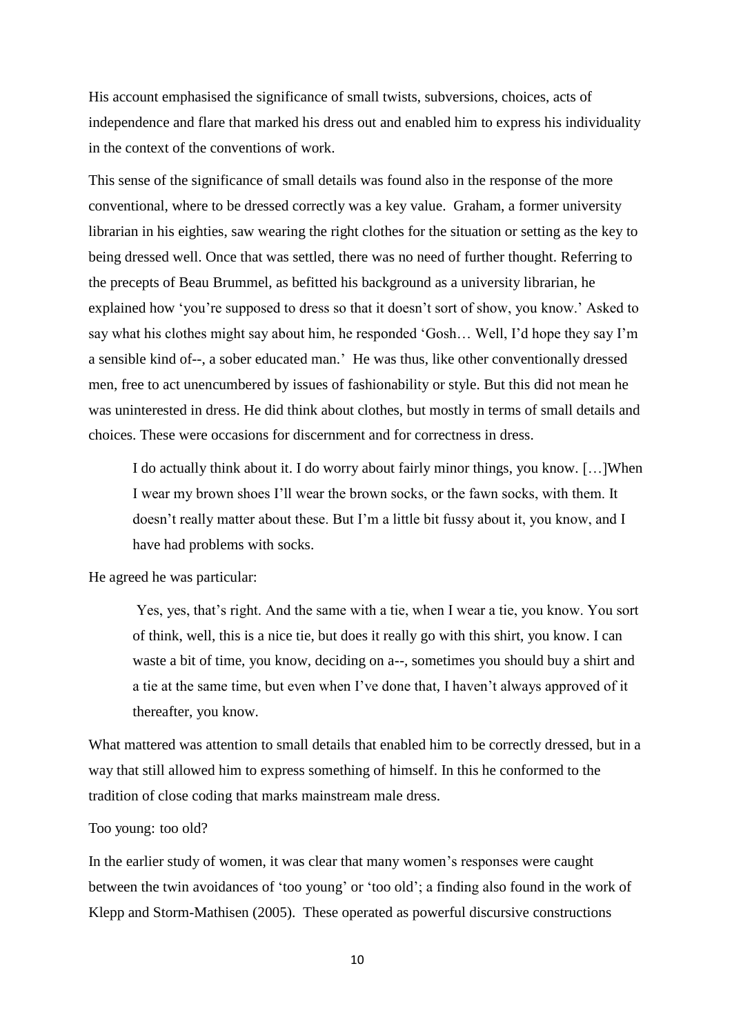His account emphasised the significance of small twists, subversions, choices, acts of independence and flare that marked his dress out and enabled him to express his individuality in the context of the conventions of work.

This sense of the significance of small details was found also in the response of the more conventional, where to be dressed correctly was a key value. Graham, a former university librarian in his eighties, saw wearing the right clothes for the situation or setting as the key to being dressed well. Once that was settled, there was no need of further thought. Referring to the precepts of Beau Brummel, as befitted his background as a university librarian, he explained how 'you're supposed to dress so that it doesn't sort of show, you know.' Asked to say what his clothes might say about him, he responded 'Gosh… Well, I'd hope they say I'm a sensible kind of--, a sober educated man.' He was thus, like other conventionally dressed men, free to act unencumbered by issues of fashionability or style. But this did not mean he was uninterested in dress. He did think about clothes, but mostly in terms of small details and choices. These were occasions for discernment and for correctness in dress.

> I do actually think about it. I do worry about fairly minor things, you know. […]When I wear my brown shoes I'll wear the brown socks, or the fawn socks, with them. It doesn't really matter about these. But I'm a little bit fussy about it, you know, and I have had problems with socks.

He agreed he was particular:

> Yes, yes, that's right. And the same with a tie, when I wear a tie, you know. You sort of think, well, this is a nice tie, but does it really go with this shirt, you know. I can waste a bit of time, you know, deciding on a--, sometimes you should buy a shirt and a tie at the same time, but even when I've done that, I haven't always approved of it thereafter, you know.

What mattered was attention to small details that enabled him to be correctly dressed, but in a way that still allowed him to express something of himself. In this he conformed to the tradition of close coding that marks mainstream male dress.

## Too young: too old?

In the earlier study of women, it was clear that many women's responses were caught between the twin avoidances of 'too young' or 'too old'; a finding also found in the work of Klepp and Storm-Mathisen (2005). These operated as powerful discursive constructions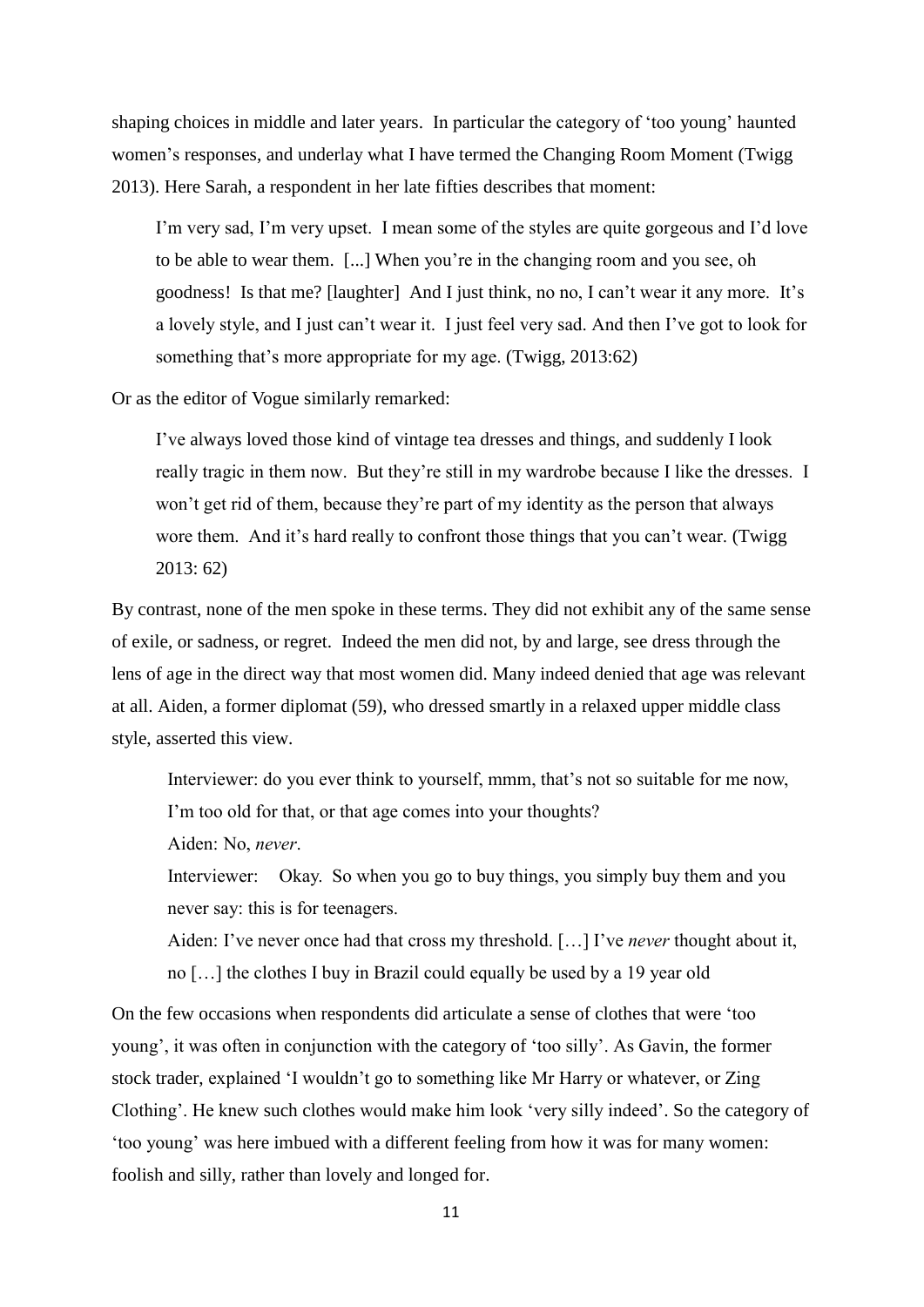shaping choices in middle and later years. In particular the category of 'too young' haunted women's responses, and underlay what I have termed the Changing Room Moment (Twigg 2013). Here Sarah, a respondent in her late fifties describes that moment:

> I'm very sad, I'm very upset. I mean some of the styles are quite gorgeous and I'd love to be able to wear them. [...] When you're in the changing room and you see, oh goodness! Is that me? [laughter] And I just think, no no, I can't wear it any more. It's a lovely style, and I just can't wear it. I just feel very sad. And then I've got to look for something that's more appropriate for my age. (Twigg, 2013:62)

Or as the editor of Vogue similarly remarked:

> I've always loved those kind of vintage tea dresses and things, and suddenly I look really tragic in them now. But they're still in my wardrobe because I like the dresses. I won't get rid of them, because they're part of my identity as the person that always wore them. And it's hard really to confront those things that you can't wear. (Twigg 2013: 62)

By contrast, none of the men spoke in these terms. They did not exhibit any of the same sense of exile, or sadness, or regret. Indeed the men did not, by and large, see dress through the lens of age in the direct way that most women did. Many indeed denied that age was relevant at all. Aiden, a former diplomat (59), who dressed smartly in a relaxed upper middle class style, asserted this view.

> Interviewer: do you ever think to yourself, mmm, that's not so suitable for me now, I'm too old for that, or that age comes into your thoughts?
>
> Aiden: No, *never*.
>
> Interviewer: Okay. So when you go to buy things, you simply buy them and you never say: this is for teenagers.
>
> Aiden: I've never once had that cross my threshold. […] I've *never* thought about it, no […] the clothes I buy in Brazil could equally be used by a 19 year old

On the few occasions when respondents did articulate a sense of clothes that were 'too young', it was often in conjunction with the category of 'too silly'. As Gavin, the former stock trader, explained 'I wouldn't go to something like Mr Harry or whatever, or Zing Clothing'. He knew such clothes would make him look 'very silly indeed'. So the category of 'too young' was here imbued with a different feeling from how it was for many women: foolish and silly, rather than lovely and longed for.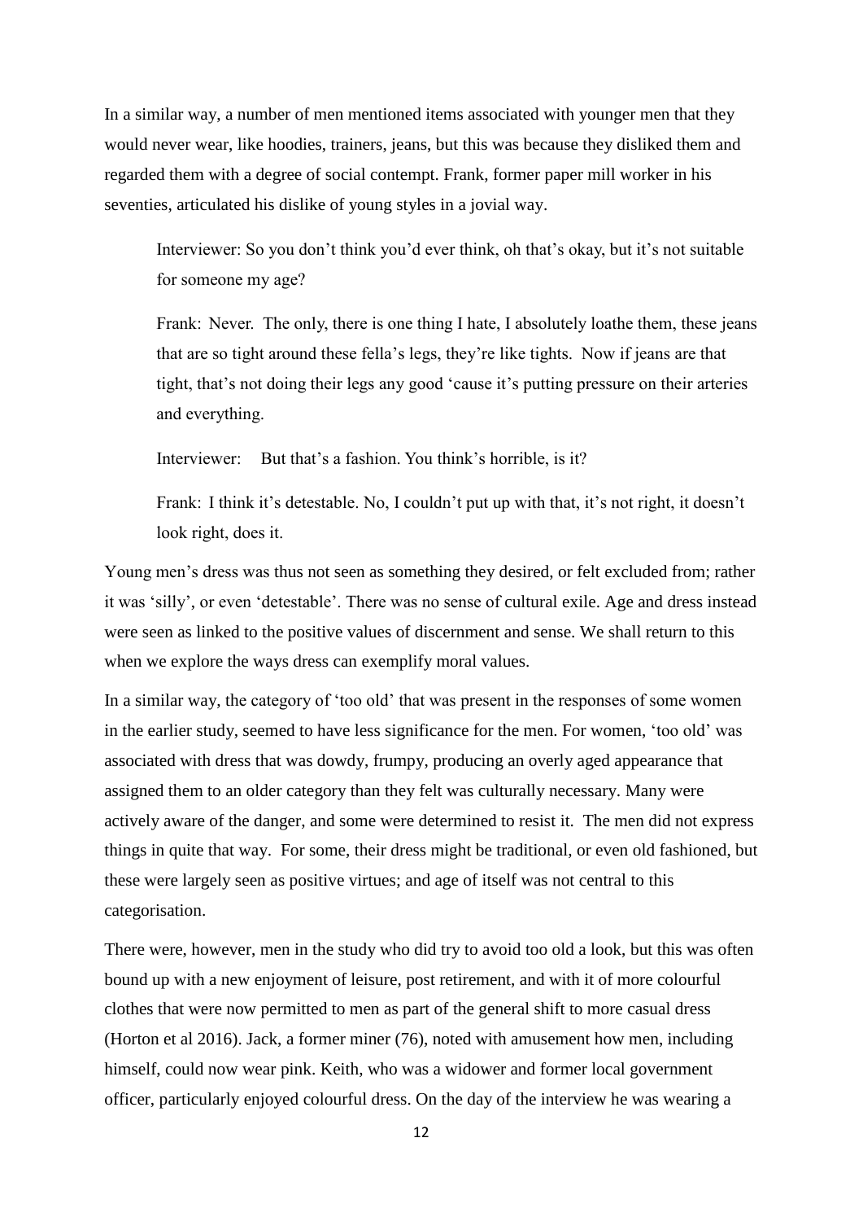In a similar way, a number of men mentioned items associated with younger men that they would never wear, like hoodies, trainers, jeans, but this was because they disliked them and regarded them with a degree of social contempt. Frank, former paper mill worker in his seventies, articulated his dislike of young styles in a jovial way.

> Interviewer: So you don't think you'd ever think, oh that's okay, but it's not suitable for someone my age?
>
> Frank: Never. The only, there is one thing I hate, I absolutely loathe them, these jeans that are so tight around these fella's legs, they're like tights. Now if jeans are that tight, that's not doing their legs any good 'cause it's putting pressure on their arteries and everything.
>
> Interviewer: But that's a fashion. You think's horrible, is it?
>
> Frank: I think it's detestable. No, I couldn't put up with that, it's not right, it doesn't look right, does it.

Young men's dress was thus not seen as something they desired, or felt excluded from; rather it was 'silly', or even 'detestable'. There was no sense of cultural exile. Age and dress instead were seen as linked to the positive values of discernment and sense. We shall return to this when we explore the ways dress can exemplify moral values.

In a similar way, the category of 'too old' that was present in the responses of some women in the earlier study, seemed to have less significance for the men. For women, 'too old' was associated with dress that was dowdy, frumpy, producing an overly aged appearance that assigned them to an older category than they felt was culturally necessary. Many were actively aware of the danger, and some were determined to resist it. The men did not express things in quite that way. For some, their dress might be traditional, or even old fashioned, but these were largely seen as positive virtues; and age of itself was not central to this categorisation.

There were, however, men in the study who did try to avoid too old a look, but this was often bound up with a new enjoyment of leisure, post retirement, and with it of more colourful clothes that were now permitted to men as part of the general shift to more casual dress (Horton et al 2016). Jack, a former miner (76), noted with amusement how men, including himself, could now wear pink. Keith, who was a widower and former local government officer, particularly enjoyed colourful dress. On the day of the interview he was wearing a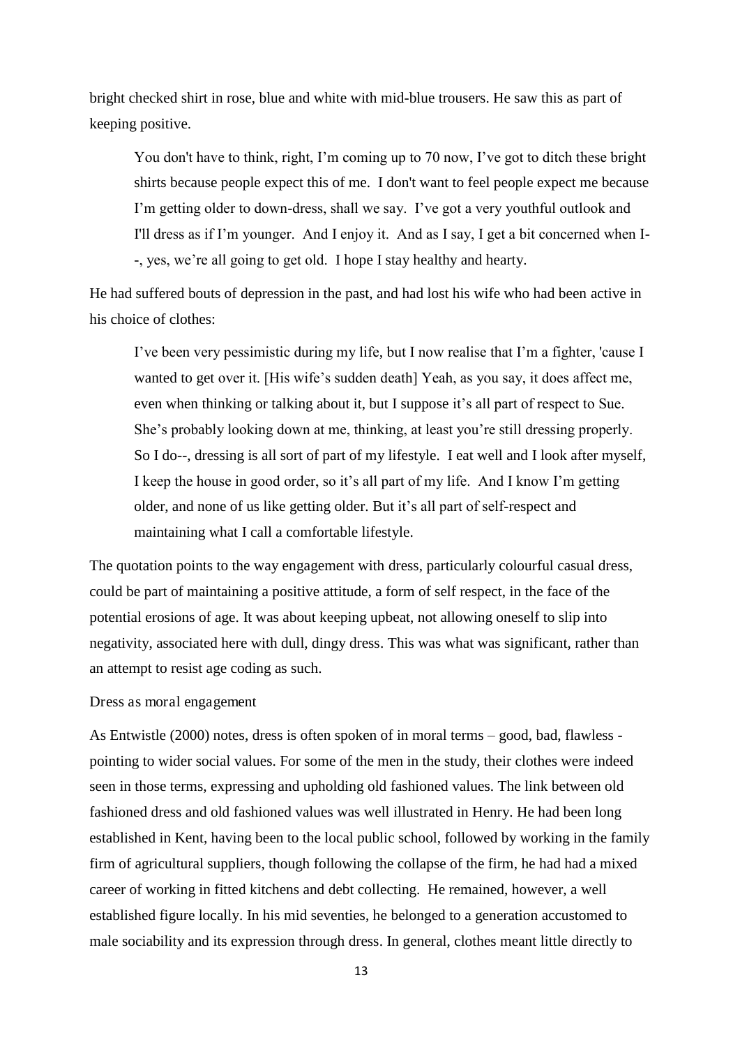bright checked shirt in rose, blue and white with mid-blue trousers. He saw this as part of keeping positive.

> You don't have to think, right, I'm coming up to 70 now, I've got to ditch these bright shirts because people expect this of me. I don't want to feel people expect me because I'm getting older to down-dress, shall we say. I've got a very youthful outlook and I'll dress as if I'm younger. And I enjoy it. And as I say, I get a bit concerned when I--, yes, we're all going to get old. I hope I stay healthy and hearty.

He had suffered bouts of depression in the past, and had lost his wife who had been active in his choice of clothes:

> I've been very pessimistic during my life, but I now realise that I'm a fighter, 'cause I wanted to get over it. [His wife's sudden death] Yeah, as you say, it does affect me, even when thinking or talking about it, but I suppose it's all part of respect to Sue. She's probably looking down at me, thinking, at least you're still dressing properly. So I do--, dressing is all sort of part of my lifestyle. I eat well and I look after myself, I keep the house in good order, so it's all part of my life. And I know I'm getting older, and none of us like getting older. But it's all part of self-respect and maintaining what I call a comfortable lifestyle.

The quotation points to the way engagement with dress, particularly colourful casual dress, could be part of maintaining a positive attitude, a form of self respect, in the face of the potential erosions of age. It was about keeping upbeat, not allowing oneself to slip into negativity, associated here with dull, dingy dress. This was what was significant, rather than an attempt to resist age coding as such.

## Dress as moral engagement

As Entwistle (2000) notes, dress is often spoken of in moral terms – good, bad, flawless - pointing to wider social values. For some of the men in the study, their clothes were indeed seen in those terms, expressing and upholding old fashioned values. The link between old fashioned dress and old fashioned values was well illustrated in Henry. He had been long established in Kent, having been to the local public school, followed by working in the family firm of agricultural suppliers, though following the collapse of the firm, he had had a mixed career of working in fitted kitchens and debt collecting. He remained, however, a well established figure locally. In his mid seventies, he belonged to a generation accustomed to male sociability and its expression through dress. In general, clothes meant little directly to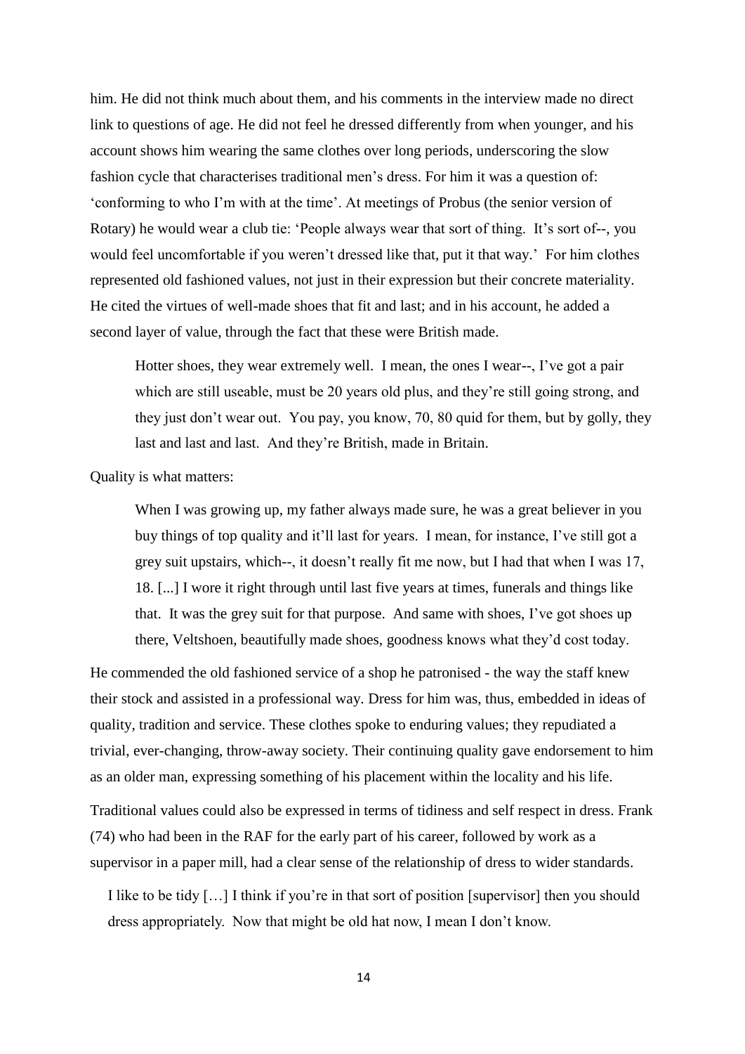him. He did not think much about them, and his comments in the interview made no direct link to questions of age. He did not feel he dressed differently from when younger, and his account shows him wearing the same clothes over long periods, underscoring the slow fashion cycle that characterises traditional men's dress. For him it was a question of: 'conforming to who I'm with at the time'. At meetings of Probus (the senior version of Rotary) he would wear a club tie: 'People always wear that sort of thing. It's sort of--, you would feel uncomfortable if you weren't dressed like that, put it that way.' For him clothes represented old fashioned values, not just in their expression but their concrete materiality. He cited the virtues of well-made shoes that fit and last; and in his account, he added a second layer of value, through the fact that these were British made.

> Hotter shoes, they wear extremely well. I mean, the ones I wear--, I've got a pair which are still useable, must be 20 years old plus, and they're still going strong, and they just don't wear out. You pay, you know, 70, 80 quid for them, but by golly, they last and last and last. And they're British, made in Britain.

Quality is what matters:

> When I was growing up, my father always made sure, he was a great believer in you buy things of top quality and it'll last for years. I mean, for instance, I've still got a grey suit upstairs, which--, it doesn't really fit me now, but I had that when I was 17, 18. [...] I wore it right through until last five years at times, funerals and things like that. It was the grey suit for that purpose. And same with shoes, I've got shoes up there, Veltshoen, beautifully made shoes, goodness knows what they'd cost today.

He commended the old fashioned service of a shop he patronised - the way the staff knew their stock and assisted in a professional way. Dress for him was, thus, embedded in ideas of quality, tradition and service. These clothes spoke to enduring values; they repudiated a trivial, ever-changing, throw-away society. Their continuing quality gave endorsement to him as an older man, expressing something of his placement within the locality and his life.

Traditional values could also be expressed in terms of tidiness and self respect in dress. Frank (74) who had been in the RAF for the early part of his career, followed by work as a supervisor in a paper mill, had a clear sense of the relationship of dress to wider standards.

> I like to be tidy […] I think if you're in that sort of position [supervisor] then you should dress appropriately. Now that might be old hat now, I mean I don't know.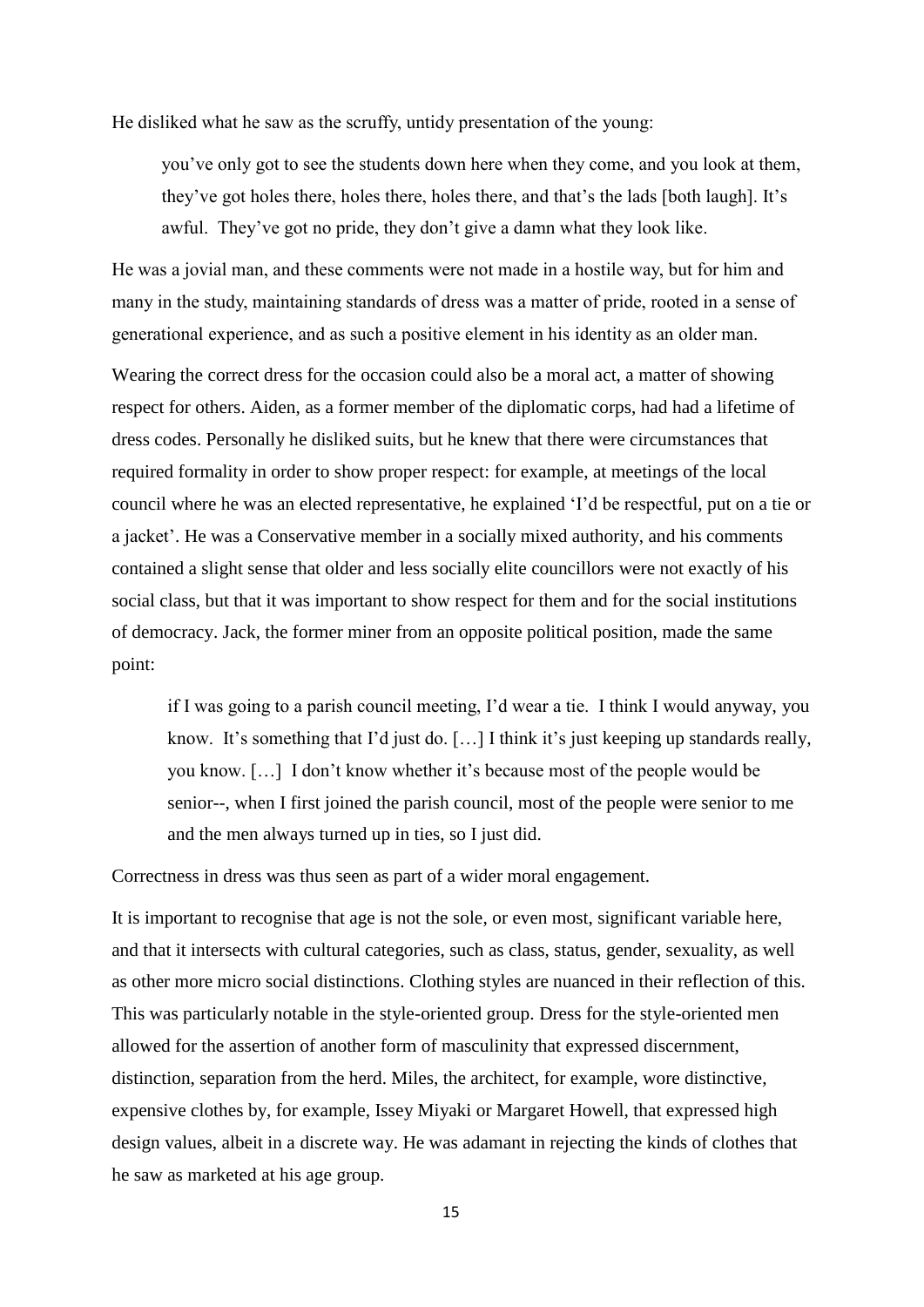He disliked what he saw as the scruffy, untidy presentation of the young:

> you've only got to see the students down here when they come, and you look at them, they've got holes there, holes there, holes there, and that's the lads [both laugh]. It's awful. They've got no pride, they don't give a damn what they look like.

He was a jovial man, and these comments were not made in a hostile way, but for him and many in the study, maintaining standards of dress was a matter of pride, rooted in a sense of generational experience, and as such a positive element in his identity as an older man.

Wearing the correct dress for the occasion could also be a moral act, a matter of showing respect for others. Aiden, as a former member of the diplomatic corps, had had a lifetime of dress codes. Personally he disliked suits, but he knew that there were circumstances that required formality in order to show proper respect: for example, at meetings of the local council where he was an elected representative, he explained 'I'd be respectful, put on a tie or a jacket'. He was a Conservative member in a socially mixed authority, and his comments contained a slight sense that older and less socially elite councillors were not exactly of his social class, but that it was important to show respect for them and for the social institutions of democracy. Jack, the former miner from an opposite political position, made the same point:

> if I was going to a parish council meeting, I'd wear a tie. I think I would anyway, you know. It's something that I'd just do. […] I think it's just keeping up standards really, you know. […] I don't know whether it's because most of the people would be senior--, when I first joined the parish council, most of the people were senior to me and the men always turned up in ties, so I just did.

Correctness in dress was thus seen as part of a wider moral engagement.

It is important to recognise that age is not the sole, or even most, significant variable here, and that it intersects with cultural categories, such as class, status, gender, sexuality, as well as other more micro social distinctions. Clothing styles are nuanced in their reflection of this. This was particularly notable in the style-oriented group. Dress for the style-oriented men allowed for the assertion of another form of masculinity that expressed discernment, distinction, separation from the herd. Miles, the architect, for example, wore distinctive, expensive clothes by, for example, Issey Miyaki or Margaret Howell, that expressed high design values, albeit in a discrete way. He was adamant in rejecting the kinds of clothes that he saw as marketed at his age group.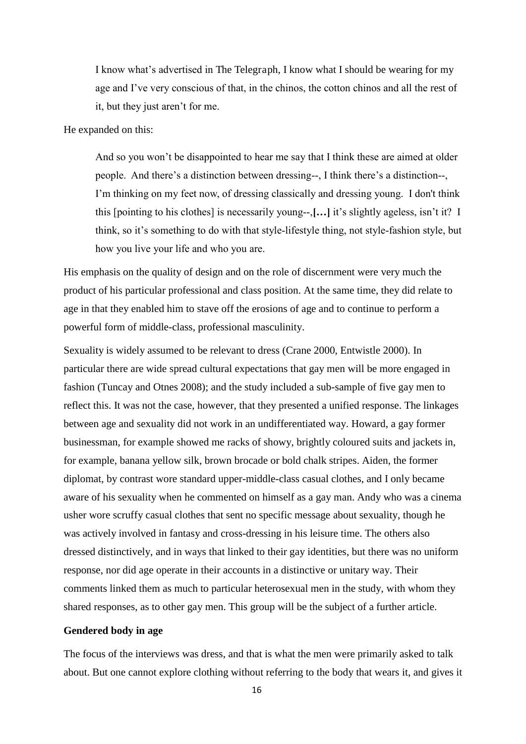> I know what's advertised in The Telegraph, I know what I should be wearing for my age and I've very conscious of that, in the chinos, the cotton chinos and all the rest of it, but they just aren't for me.

He expanded on this:

> And so you won't be disappointed to hear me say that I think these are aimed at older people. And there's a distinction between dressing--, I think there's a distinction--, I'm thinking on my feet now, of dressing classically and dressing young. I don't think this [pointing to his clothes] is necessarily young--,**[…]** it's slightly ageless, isn't it? I think, so it's something to do with that style-lifestyle thing, not style-fashion style, but how you live your life and who you are.

His emphasis on the quality of design and on the role of discernment were very much the product of his particular professional and class position. At the same time, they did relate to age in that they enabled him to stave off the erosions of age and to continue to perform a powerful form of middle-class, professional masculinity.

Sexuality is widely assumed to be relevant to dress (Crane 2000, Entwistle 2000). In particular there are wide spread cultural expectations that gay men will be more engaged in fashion (Tuncay and Otnes 2008); and the study included a sub-sample of five gay men to reflect this. It was not the case, however, that they presented a unified response. The linkages between age and sexuality did not work in an undifferentiated way. Howard, a gay former businessman, for example showed me racks of showy, brightly coloured suits and jackets in, for example, banana yellow silk, brown brocade or bold chalk stripes. Aiden, the former diplomat, by contrast wore standard upper-middle-class casual clothes, and I only became aware of his sexuality when he commented on himself as a gay man. Andy who was a cinema usher wore scruffy casual clothes that sent no specific message about sexuality, though he was actively involved in fantasy and cross-dressing in his leisure time. The others also dressed distinctively, and in ways that linked to their gay identities, but there was no uniform response, nor did age operate in their accounts in a distinctive or unitary way. Their comments linked them as much to particular heterosexual men in the study, with whom they shared responses, as to other gay men. This group will be the subject of a further article.

**Gendered body in age**

The focus of the interviews was dress, and that is what the men were primarily asked to talk about. But one cannot explore clothing without referring to the body that wears it, and gives it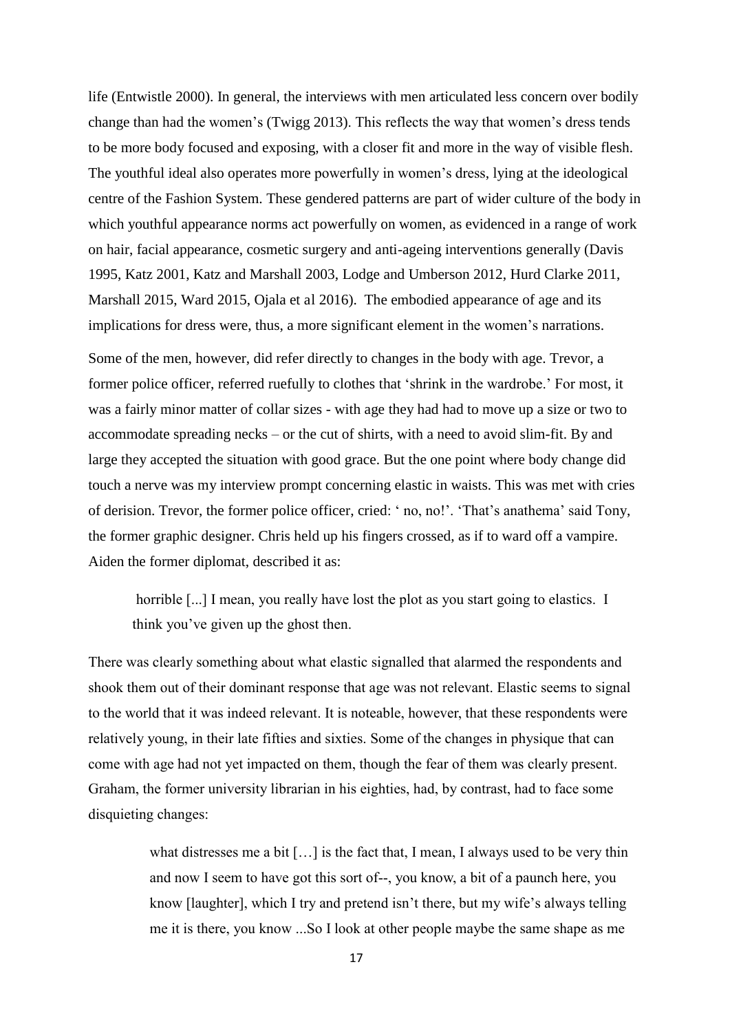life (Entwistle 2000). In general, the interviews with men articulated less concern over bodily change than had the women's (Twigg 2013). This reflects the way that women's dress tends to be more body focused and exposing, with a closer fit and more in the way of visible flesh. The youthful ideal also operates more powerfully in women's dress, lying at the ideological centre of the Fashion System. These gendered patterns are part of wider culture of the body in which youthful appearance norms act powerfully on women, as evidenced in a range of work on hair, facial appearance, cosmetic surgery and anti-ageing interventions generally (Davis 1995, Katz 2001, Katz and Marshall 2003, Lodge and Umberson 2012, Hurd Clarke 2011, Marshall 2015, Ward 2015, Ojala et al 2016). The embodied appearance of age and its implications for dress were, thus, a more significant element in the women's narrations.

Some of the men, however, did refer directly to changes in the body with age. Trevor, a former police officer, referred ruefully to clothes that 'shrink in the wardrobe.' For most, it was a fairly minor matter of collar sizes - with age they had had to move up a size or two to accommodate spreading necks – or the cut of shirts, with a need to avoid slim-fit. By and large they accepted the situation with good grace. But the one point where body change did touch a nerve was my interview prompt concerning elastic in waists. This was met with cries of derision. Trevor, the former police officer, cried: ' no, no!'. 'That's anathema' said Tony, the former graphic designer. Chris held up his fingers crossed, as if to ward off a vampire. Aiden the former diplomat, described it as:

> horrible [...] I mean, you really have lost the plot as you start going to elastics. I think you've given up the ghost then.

There was clearly something about what elastic signalled that alarmed the respondents and shook them out of their dominant response that age was not relevant. Elastic seems to signal to the world that it was indeed relevant. It is noteable, however, that these respondents were relatively young, in their late fifties and sixties. Some of the changes in physique that can come with age had not yet impacted on them, though the fear of them was clearly present. Graham, the former university librarian in his eighties, had, by contrast, had to face some disquieting changes:

> what distresses me a bit […] is the fact that, I mean, I always used to be very thin and now I seem to have got this sort of--, you know, a bit of a paunch here, you know [laughter], which I try and pretend isn't there, but my wife's always telling me it is there, you know ...So I look at other people maybe the same shape as me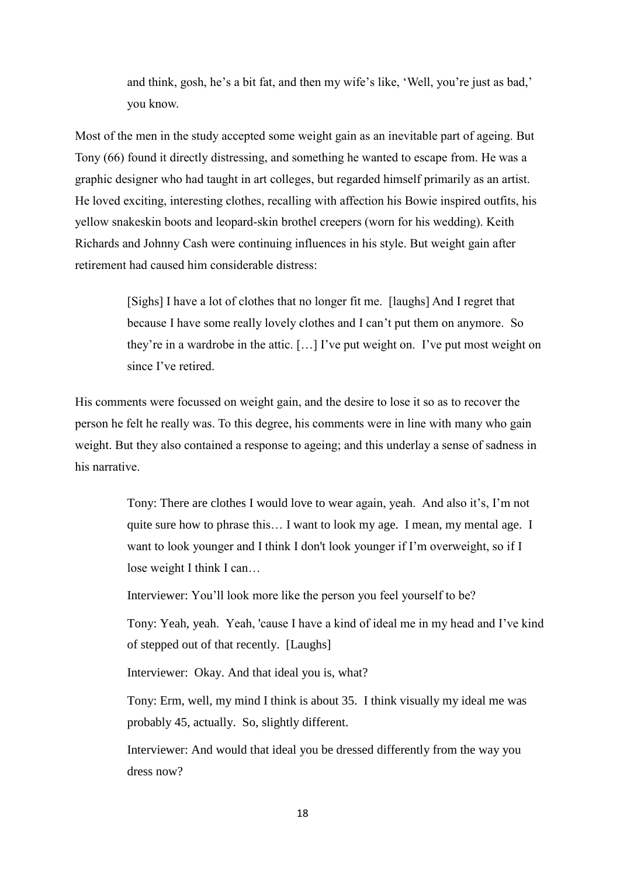> and think, gosh, he's a bit fat, and then my wife's like, 'Well, you're just as bad,' you know.

Most of the men in the study accepted some weight gain as an inevitable part of ageing. But Tony (66) found it directly distressing, and something he wanted to escape from. He was a graphic designer who had taught in art colleges, but regarded himself primarily as an artist. He loved exciting, interesting clothes, recalling with affection his Bowie inspired outfits, his yellow snakeskin boots and leopard-skin brothel creepers (worn for his wedding). Keith Richards and Johnny Cash were continuing influences in his style. But weight gain after retirement had caused him considerable distress:

> [Sighs] I have a lot of clothes that no longer fit me. [laughs] And I regret that because I have some really lovely clothes and I can't put them on anymore. So they're in a wardrobe in the attic. […] I've put weight on. I've put most weight on since I've retired.

His comments were focussed on weight gain, and the desire to lose it so as to recover the person he felt he really was. To this degree, his comments were in line with many who gain weight. But they also contained a response to ageing; and this underlay a sense of sadness in his narrative.

> Tony: There are clothes I would love to wear again, yeah. And also it's, I'm not quite sure how to phrase this… I want to look my age. I mean, my mental age. I want to look younger and I think I don't look younger if I'm overweight, so if I lose weight I think I can…
>
> Interviewer: You'll look more like the person you feel yourself to be?
>
> Tony: Yeah, yeah. Yeah, 'cause I have a kind of ideal me in my head and I've kind of stepped out of that recently. [Laughs]
>
> Interviewer: Okay. And that ideal you is, what?
>
> Tony: Erm, well, my mind I think is about 35. I think visually my ideal me was probably 45, actually. So, slightly different.
>
> Interviewer: And would that ideal you be dressed differently from the way you dress now?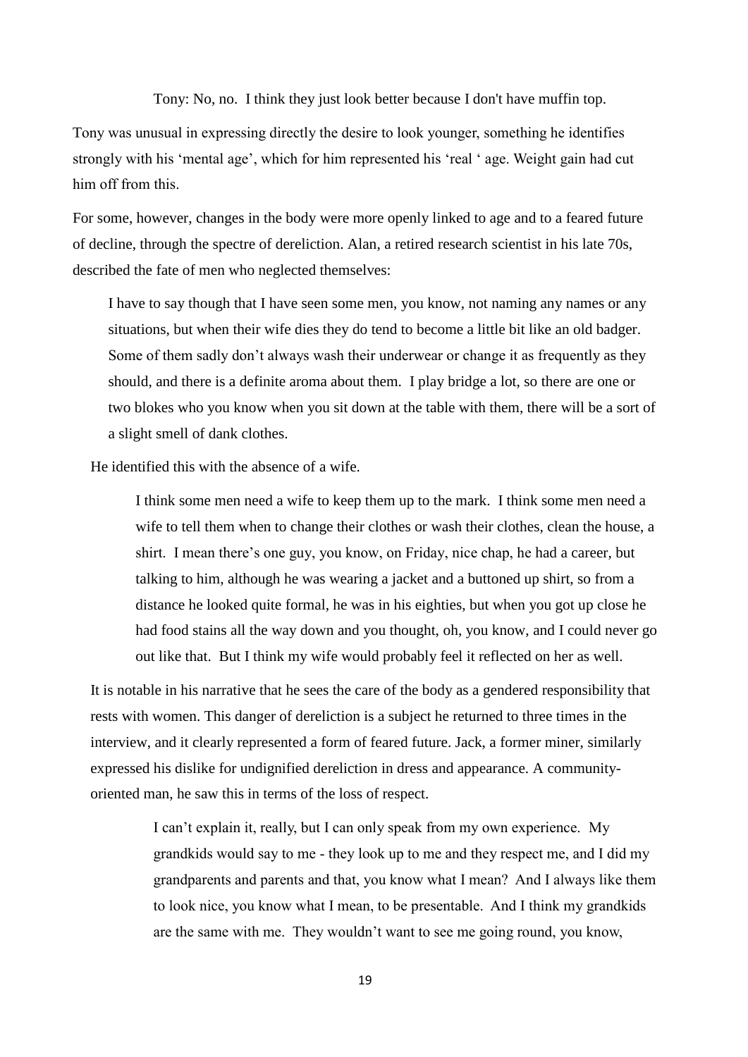Tony: No, no. I think they just look better because I don't have muffin top.

Tony was unusual in expressing directly the desire to look younger, something he identifies strongly with his 'mental age', which for him represented his 'real ' age. Weight gain had cut him off from this.

For some, however, changes in the body were more openly linked to age and to a feared future of decline, through the spectre of dereliction. Alan, a retired research scientist in his late 70s, described the fate of men who neglected themselves:

> I have to say though that I have seen some men, you know, not naming any names or any situations, but when their wife dies they do tend to become a little bit like an old badger. Some of them sadly don't always wash their underwear or change it as frequently as they should, and there is a definite aroma about them. I play bridge a lot, so there are one or two blokes who you know when you sit down at the table with them, there will be a sort of a slight smell of dank clothes.

He identified this with the absence of a wife.

> I think some men need a wife to keep them up to the mark. I think some men need a wife to tell them when to change their clothes or wash their clothes, clean the house, a shirt. I mean there's one guy, you know, on Friday, nice chap, he had a career, but talking to him, although he was wearing a jacket and a buttoned up shirt, so from a distance he looked quite formal, he was in his eighties, but when you got up close he had food stains all the way down and you thought, oh, you know, and I could never go out like that. But I think my wife would probably feel it reflected on her as well.

It is notable in his narrative that he sees the care of the body as a gendered responsibility that rests with women. This danger of dereliction is a subject he returned to three times in the interview, and it clearly represented a form of feared future. Jack, a former miner, similarly expressed his dislike for undignified dereliction in dress and appearance. A community-oriented man, he saw this in terms of the loss of respect.

> I can't explain it, really, but I can only speak from my own experience. My grandkids would say to me - they look up to me and they respect me, and I did my grandparents and parents and that, you know what I mean? And I always like them to look nice, you know what I mean, to be presentable. And I think my grandkids are the same with me. They wouldn't want to see me going round, you know,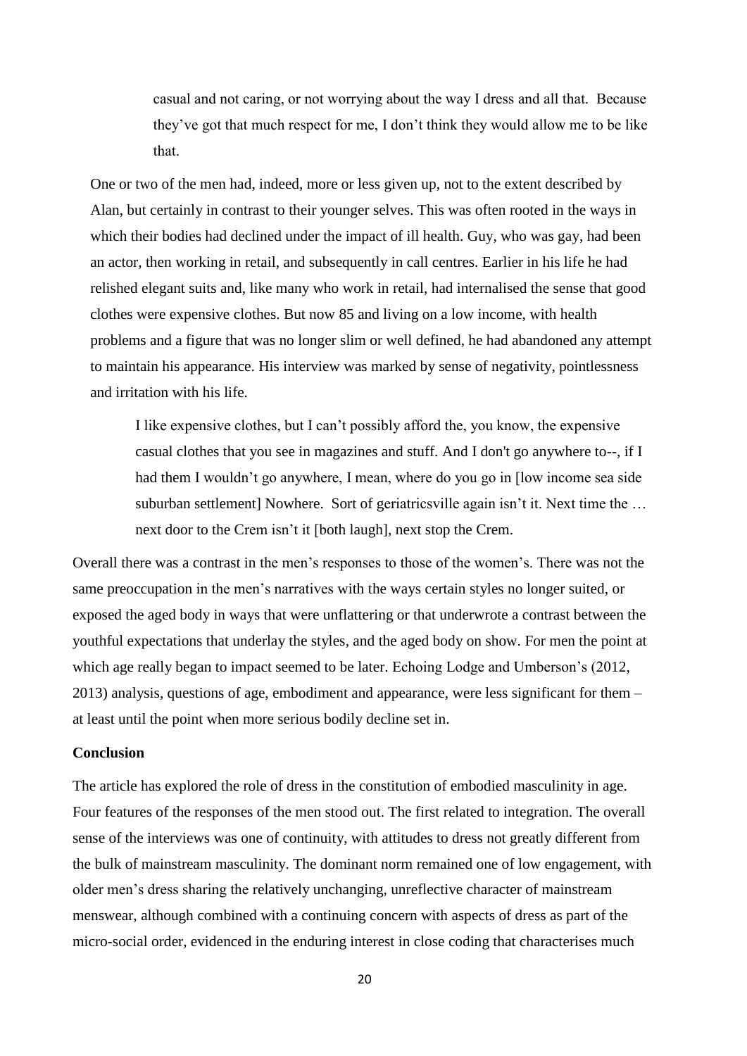> casual and not caring, or not worrying about the way I dress and all that. Because they've got that much respect for me, I don't think they would allow me to be like that.

One or two of the men had, indeed, more or less given up, not to the extent described by Alan, but certainly in contrast to their younger selves. This was often rooted in the ways in which their bodies had declined under the impact of ill health. Guy, who was gay, had been an actor, then working in retail, and subsequently in call centres. Earlier in his life he had relished elegant suits and, like many who work in retail, had internalised the sense that good clothes were expensive clothes. But now 85 and living on a low income, with health problems and a figure that was no longer slim or well defined, he had abandoned any attempt to maintain his appearance. His interview was marked by sense of negativity, pointlessness and irritation with his life.

> I like expensive clothes, but I can't possibly afford the, you know, the expensive casual clothes that you see in magazines and stuff. And I don't go anywhere to--, if I had them I wouldn't go anywhere, I mean, where do you go in [low income sea side suburban settlement] Nowhere. Sort of geriatricsville again isn't it. Next time the … next door to the Crem isn't it [both laugh], next stop the Crem.

Overall there was a contrast in the men's responses to those of the women's. There was not the same preoccupation in the men's narratives with the ways certain styles no longer suited, or exposed the aged body in ways that were unflattering or that underwrote a contrast between the youthful expectations that underlay the styles, and the aged body on show. For men the point at which age really began to impact seemed to be later. Echoing Lodge and Umberson's (2012, 2013) analysis, questions of age, embodiment and appearance, were less significant for them – at least until the point when more serious bodily decline set in.

**Conclusion**

The article has explored the role of dress in the constitution of embodied masculinity in age. Four features of the responses of the men stood out. The first related to integration. The overall sense of the interviews was one of continuity, with attitudes to dress not greatly different from the bulk of mainstream masculinity. The dominant norm remained one of low engagement, with older men's dress sharing the relatively unchanging, unreflective character of mainstream menswear, although combined with a continuing concern with aspects of dress as part of the micro-social order, evidenced in the enduring interest in close coding that characterises much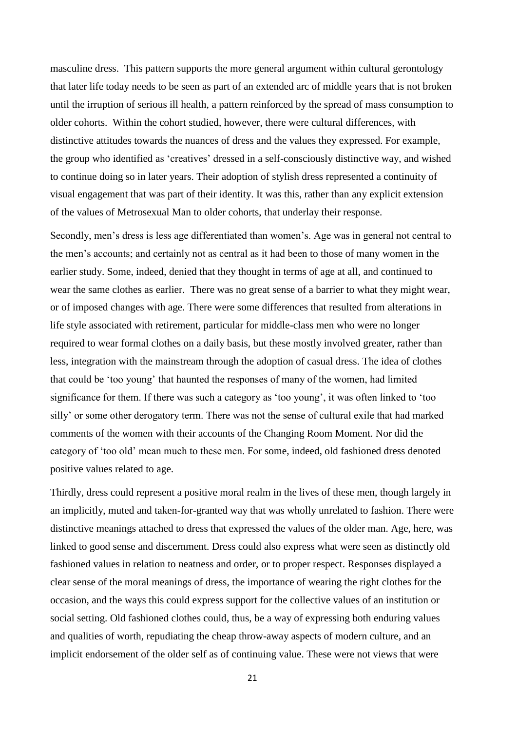masculine dress. This pattern supports the more general argument within cultural gerontology that later life today needs to be seen as part of an extended arc of middle years that is not broken until the irruption of serious ill health, a pattern reinforced by the spread of mass consumption to older cohorts. Within the cohort studied, however, there were cultural differences, with distinctive attitudes towards the nuances of dress and the values they expressed. For example, the group who identified as 'creatives' dressed in a self-consciously distinctive way, and wished to continue doing so in later years. Their adoption of stylish dress represented a continuity of visual engagement that was part of their identity. It was this, rather than any explicit extension of the values of Metrosexual Man to older cohorts, that underlay their response.

Secondly, men's dress is less age differentiated than women's. Age was in general not central to the men's accounts; and certainly not as central as it had been to those of many women in the earlier study. Some, indeed, denied that they thought in terms of age at all, and continued to wear the same clothes as earlier. There was no great sense of a barrier to what they might wear, or of imposed changes with age. There were some differences that resulted from alterations in life style associated with retirement, particular for middle-class men who were no longer required to wear formal clothes on a daily basis, but these mostly involved greater, rather than less, integration with the mainstream through the adoption of casual dress. The idea of clothes that could be 'too young' that haunted the responses of many of the women, had limited significance for them. If there was such a category as 'too young', it was often linked to 'too silly' or some other derogatory term. There was not the sense of cultural exile that had marked comments of the women with their accounts of the Changing Room Moment. Nor did the category of 'too old' mean much to these men. For some, indeed, old fashioned dress denoted positive values related to age.

Thirdly, dress could represent a positive moral realm in the lives of these men, though largely in an implicitly, muted and taken-for-granted way that was wholly unrelated to fashion. There were distinctive meanings attached to dress that expressed the values of the older man. Age, here, was linked to good sense and discernment. Dress could also express what were seen as distinctly old fashioned values in relation to neatness and order, or to proper respect. Responses displayed a clear sense of the moral meanings of dress, the importance of wearing the right clothes for the occasion, and the ways this could express support for the collective values of an institution or social setting. Old fashioned clothes could, thus, be a way of expressing both enduring values and qualities of worth, repudiating the cheap throw-away aspects of modern culture, and an implicit endorsement of the older self as of continuing value. These were not views that were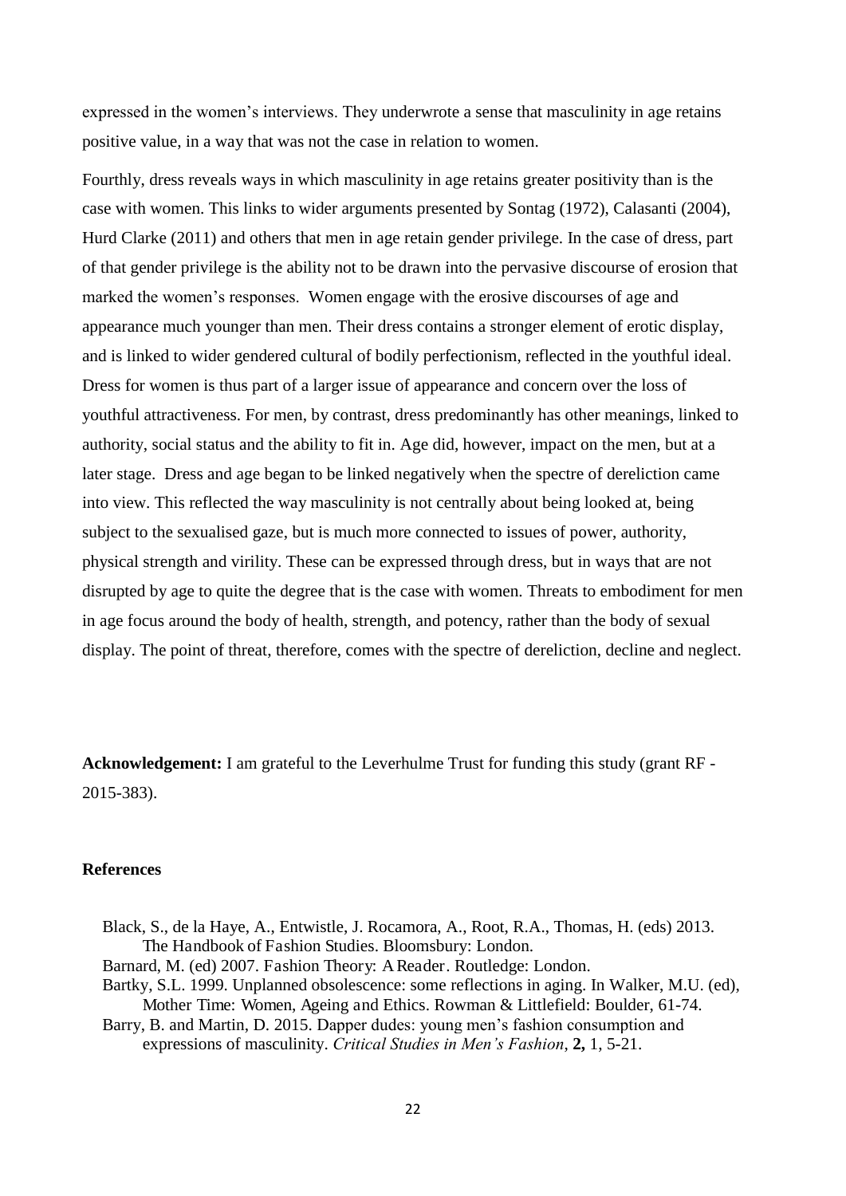expressed in the women's interviews. They underwrote a sense that masculinity in age retains positive value, in a way that was not the case in relation to women.

Fourthly, dress reveals ways in which masculinity in age retains greater positivity than is the case with women. This links to wider arguments presented by Sontag (1972), Calasanti (2004), Hurd Clarke (2011) and others that men in age retain gender privilege. In the case of dress, part of that gender privilege is the ability not to be drawn into the pervasive discourse of erosion that marked the women's responses. Women engage with the erosive discourses of age and appearance much younger than men. Their dress contains a stronger element of erotic display, and is linked to wider gendered cultural of bodily perfectionism, reflected in the youthful ideal. Dress for women is thus part of a larger issue of appearance and concern over the loss of youthful attractiveness. For men, by contrast, dress predominantly has other meanings, linked to authority, social status and the ability to fit in. Age did, however, impact on the men, but at a later stage. Dress and age began to be linked negatively when the spectre of dereliction came into view. This reflected the way masculinity is not centrally about being looked at, being subject to the sexualised gaze, but is much more connected to issues of power, authority, physical strength and virility. These can be expressed through dress, but in ways that are not disrupted by age to quite the degree that is the case with women. Threats to embodiment for men in age focus around the body of health, strength, and potency, rather than the body of sexual display. The point of threat, therefore, comes with the spectre of dereliction, decline and neglect.

**Acknowledgement:** I am grateful to the Leverhulme Trust for funding this study (grant RF - 2015-383).

**References**

Black, S., de la Haye, A., Entwistle, J. Rocamora, A., Root, R.A., Thomas, H. (eds) 2013. The Handbook of Fashion Studies. Bloomsbury: London.

Barnard, M. (ed) 2007. Fashion Theory: A Reader. Routledge: London.

Bartky, S.L. 1999. Unplanned obsolescence: some reflections in aging. In Walker, M.U. (ed), Mother Time: Women, Ageing and Ethics. Rowman & Littlefield: Boulder, 61-74.

Barry, B. and Martin, D. 2015. Dapper dudes: young men's fashion consumption and expressions of masculinity. *Critical Studies in Men's Fashion*, **2,** 1, 5-21.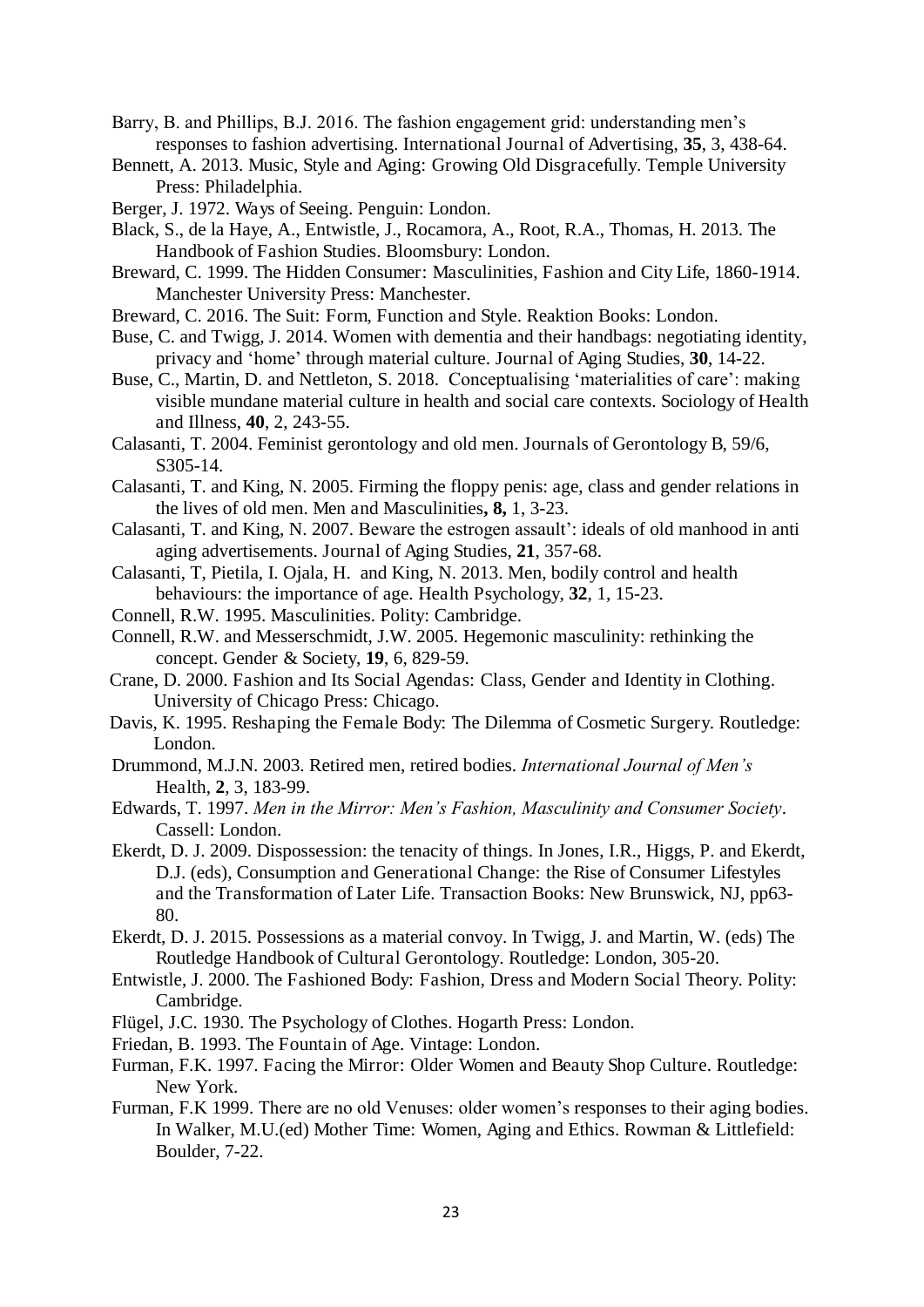Barry, B. and Phillips, B.J. 2016. The fashion engagement grid: understanding men's responses to fashion advertising. International Journal of Advertising, **35**, 3, 438-64.

Bennett, A. 2013. Music, Style and Aging: Growing Old Disgracefully. Temple University Press: Philadelphia.

Berger, J. 1972. Ways of Seeing. Penguin: London.

Black, S., de la Haye, A., Entwistle, J., Rocamora, A., Root, R.A., Thomas, H. 2013. The Handbook of Fashion Studies. Bloomsbury: London.

Breward, C. 1999. The Hidden Consumer: Masculinities, Fashion and City Life, 1860-1914. Manchester University Press: Manchester.

Breward, C. 2016. The Suit: Form, Function and Style. Reaktion Books: London.

Buse, C. and Twigg, J. 2014. Women with dementia and their handbags: negotiating identity, privacy and 'home' through material culture. Journal of Aging Studies, **30**, 14-22.

Buse, C., Martin, D. and Nettleton, S. 2018. Conceptualising 'materialities of care': making visible mundane material culture in health and social care contexts. Sociology of Health and Illness, **40**, 2, 243-55.

Calasanti, T. 2004. Feminist gerontology and old men. Journals of Gerontology B, 59/6, S305-14.

Calasanti, T. and King, N. 2005. Firming the floppy penis: age, class and gender relations in the lives of old men. Men and Masculinities**, 8,** 1, 3-23.

Calasanti, T. and King, N. 2007. Beware the estrogen assault': ideals of old manhood in anti aging advertisements. Journal of Aging Studies, **21**, 357-68.

Calasanti, T, Pietila, I. Ojala, H. and King, N. 2013. Men, bodily control and health behaviours: the importance of age. Health Psychology, **32**, 1, 15-23.

Connell, R.W. 1995. Masculinities. Polity: Cambridge.

Connell, R.W. and Messerschmidt, J.W. 2005. Hegemonic masculinity: rethinking the concept. Gender & Society, **19**, 6, 829-59.

Crane, D. 2000. Fashion and Its Social Agendas: Class, Gender and Identity in Clothing. University of Chicago Press: Chicago.

Davis, K. 1995. Reshaping the Female Body: The Dilemma of Cosmetic Surgery. Routledge: London.

Drummond, M.J.N. 2003. Retired men, retired bodies. *International Journal of Men's* Health, **2**, 3, 183-99.

Edwards, T. 1997. *Men in the Mirror: Men's Fashion, Masculinity and Consumer Society*. Cassell: London.

Ekerdt, D. J. 2009. Dispossession: the tenacity of things. In Jones, I.R., Higgs, P. and Ekerdt, D.J. (eds), Consumption and Generational Change: the Rise of Consumer Lifestyles and the Transformation of Later Life. Transaction Books: New Brunswick, NJ, pp63-80.

Ekerdt, D. J. 2015. Possessions as a material convoy. In Twigg, J. and Martin, W. (eds) The Routledge Handbook of Cultural Gerontology. Routledge: London, 305-20.

Entwistle, J. 2000. The Fashioned Body: Fashion, Dress and Modern Social Theory. Polity: Cambridge.

Flügel, J.C. 1930. The Psychology of Clothes. Hogarth Press: London.

Friedan, B. 1993. The Fountain of Age. Vintage: London.

Furman, F.K. 1997. Facing the Mirror: Older Women and Beauty Shop Culture. Routledge: New York.

Furman, F.K 1999. There are no old Venuses: older women's responses to their aging bodies. In Walker, M.U.(ed) Mother Time: Women, Aging and Ethics. Rowman & Littlefield: Boulder, 7-22.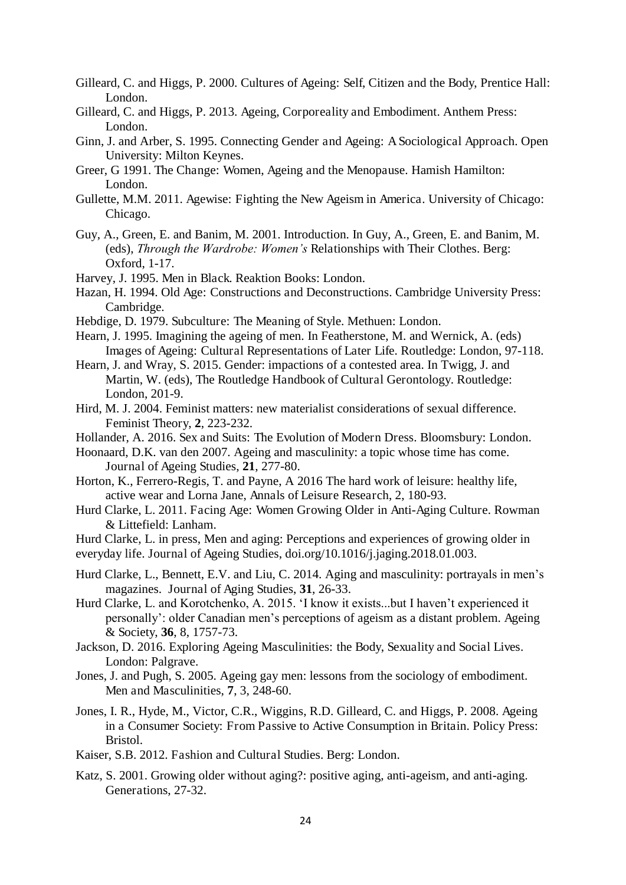Gilleard, C. and Higgs, P. 2000. Cultures of Ageing: Self, Citizen and the Body, Prentice Hall: London.

Gilleard, C. and Higgs, P. 2013. Ageing, Corporeality and Embodiment. Anthem Press: London.

Ginn, J. and Arber, S. 1995. Connecting Gender and Ageing: A Sociological Approach. Open University: Milton Keynes.

Greer, G 1991. The Change: Women, Ageing and the Menopause. Hamish Hamilton: London.

Gullette, M.M. 2011. Agewise: Fighting the New Ageism in America. University of Chicago: Chicago.

Guy, A., Green, E. and Banim, M. 2001. Introduction. In Guy, A., Green, E. and Banim, M. (eds), *Through the Wardrobe: Women's* Relationships with Their Clothes. Berg: Oxford, 1-17.

Harvey, J. 1995. Men in Black. Reaktion Books: London.

Hazan, H. 1994. Old Age: Constructions and Deconstructions. Cambridge University Press: Cambridge.

Hebdige, D. 1979. Subculture: The Meaning of Style. Methuen: London.

Hearn, J. 1995. Imagining the ageing of men. In Featherstone, M. and Wernick, A. (eds) Images of Ageing: Cultural Representations of Later Life. Routledge: London, 97-118.

Hearn, J. and Wray, S. 2015. Gender: impactions of a contested area. In Twigg, J. and Martin, W. (eds), The Routledge Handbook of Cultural Gerontology. Routledge: London, 201-9.

Hird, M. J. 2004. Feminist matters: new materialist considerations of sexual difference. Feminist Theory, **2**, 223-232.

Hollander, A. 2016. Sex and Suits: The Evolution of Modern Dress. Bloomsbury: London.

Hoonaard, D.K. van den 2007. Ageing and masculinity: a topic whose time has come. Journal of Ageing Studies, **21**, 277-80.

Horton, K., Ferrero-Regis, T. and Payne, A 2016 The hard work of leisure: healthy life, active wear and Lorna Jane, Annals of Leisure Research, 2, 180-93.

Hurd Clarke, L. 2011. Facing Age: Women Growing Older in Anti-Aging Culture. Rowman & Littefield: Lanham.

Hurd Clarke, L. in press, Men and aging: Perceptions and experiences of growing older in everyday life. Journal of Ageing Studies, doi.org/10.1016/j.jaging.2018.01.003.

Hurd Clarke, L., Bennett, E.V. and Liu, C. 2014. Aging and masculinity: portrayals in men's magazines. Journal of Aging Studies, **31**, 26-33.

Hurd Clarke, L. and Korotchenko, A. 2015. 'I know it exists...but I haven't experienced it personally': older Canadian men's perceptions of ageism as a distant problem. Ageing & Society, **36**, 8, 1757-73.

Jackson, D. 2016. Exploring Ageing Masculinities: the Body, Sexuality and Social Lives. London: Palgrave.

Jones, J. and Pugh, S. 2005. Ageing gay men: lessons from the sociology of embodiment. Men and Masculinities, **7**, 3, 248-60.

Jones, I. R., Hyde, M., Victor, C.R., Wiggins, R.D. Gilleard, C. and Higgs, P. 2008. Ageing in a Consumer Society: From Passive to Active Consumption in Britain. Policy Press: Bristol.

Kaiser, S.B. 2012. Fashion and Cultural Studies. Berg: London.

Katz, S. 2001. Growing older without aging?: positive aging, anti-ageism, and anti-aging. Generations, 27-32.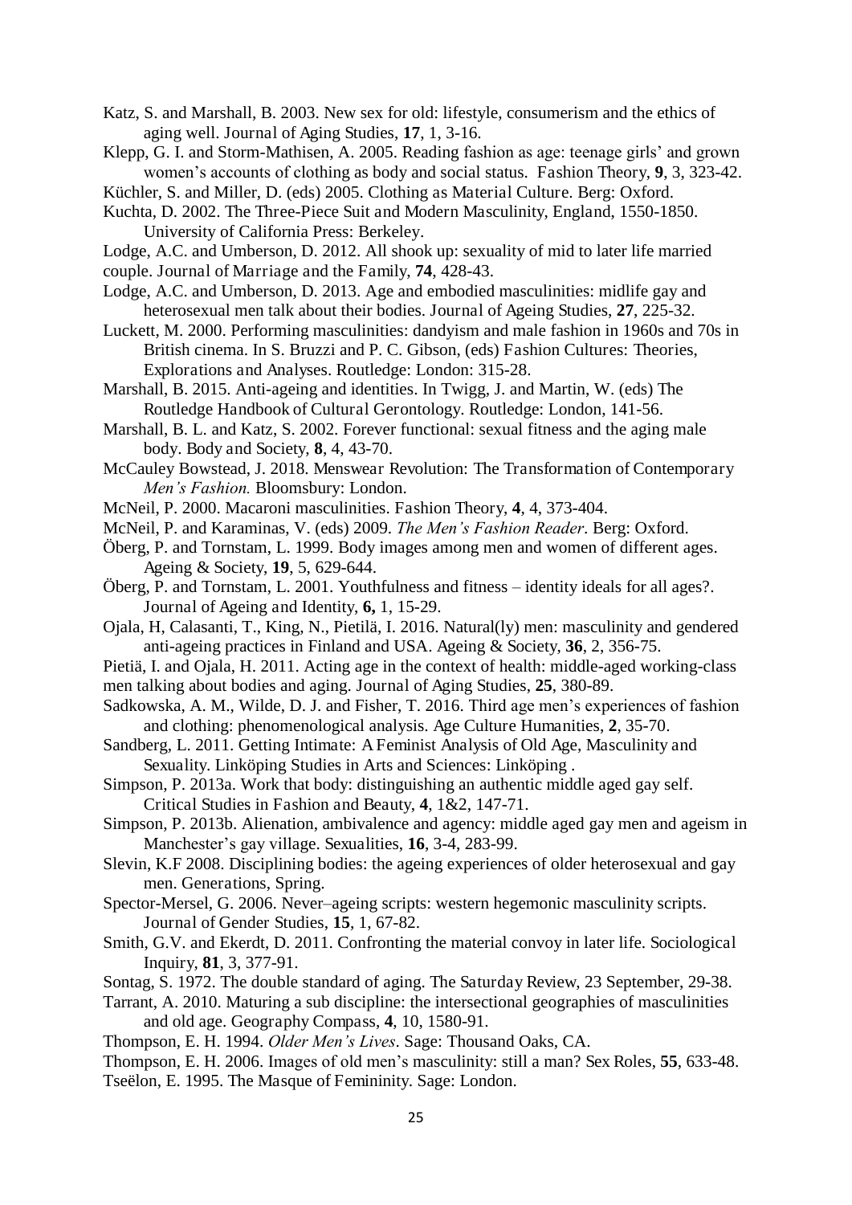Katz, S. and Marshall, B. 2003. New sex for old: lifestyle, consumerism and the ethics of aging well. Journal of Aging Studies, **17**, 1, 3-16.

Klepp, G. I. and Storm-Mathisen, A. 2005. Reading fashion as age: teenage girls' and grown women's accounts of clothing as body and social status. Fashion Theory, **9**, 3, 323-42.

Küchler, S. and Miller, D. (eds) 2005. Clothing as Material Culture. Berg: Oxford.

Kuchta, D. 2002. The Three-Piece Suit and Modern Masculinity, England, 1550-1850. University of California Press: Berkeley.

Lodge, A.C. and Umberson, D. 2012. All shook up: sexuality of mid to later life married couple. Journal of Marriage and the Family, **74**, 428-43.

Lodge, A.C. and Umberson, D. 2013. Age and embodied masculinities: midlife gay and heterosexual men talk about their bodies. Journal of Ageing Studies, **27**, 225-32.

Luckett, M. 2000. Performing masculinities: dandyism and male fashion in 1960s and 70s in British cinema. In S. Bruzzi and P. C. Gibson, (eds) Fashion Cultures: Theories, Explorations and Analyses. Routledge: London: 315-28.

Marshall, B. 2015. Anti-ageing and identities. In Twigg, J. and Martin, W. (eds) The Routledge Handbook of Cultural Gerontology. Routledge: London, 141-56.

Marshall, B. L. and Katz, S. 2002. Forever functional: sexual fitness and the aging male body. Body and Society, **8**, 4, 43-70.

McCauley Bowstead, J. 2018. Menswear Revolution: The Transformation of Contemporary *Men's Fashion.* Bloomsbury: London.

McNeil, P. 2000. Macaroni masculinities. Fashion Theory, **4**, 4, 373-404.

McNeil, P. and Karaminas, V. (eds) 2009. *The Men's Fashion Reader*. Berg: Oxford.

Öberg, P. and Tornstam, L. 1999. Body images among men and women of different ages. Ageing & Society, **19**, 5, 629-644.

Öberg, P. and Tornstam, L. 2001. Youthfulness and fitness – identity ideals for all ages?. Journal of Ageing and Identity, **6,** 1, 15-29.

Ojala, H, Calasanti, T., King, N., Pietilä, I. 2016. Natural(ly) men: masculinity and gendered anti-ageing practices in Finland and USA. Ageing & Society, **36**, 2, 356-75.

Pietiä, I. and Ojala, H. 2011. Acting age in the context of health: middle-aged working-class men talking about bodies and aging. Journal of Aging Studies, **25**, 380-89.

Sadkowska, A. M., Wilde, D. J. and Fisher, T. 2016. Third age men's experiences of fashion and clothing: phenomenological analysis. Age Culture Humanities, **2**, 35-70.

Sandberg, L. 2011. Getting Intimate: A Feminist Analysis of Old Age, Masculinity and Sexuality. Linköping Studies in Arts and Sciences: Linköping .

Simpson, P. 2013a. Work that body: distinguishing an authentic middle aged gay self. Critical Studies in Fashion and Beauty, **4**, 1&2, 147-71.

Simpson, P. 2013b. Alienation, ambivalence and agency: middle aged gay men and ageism in Manchester's gay village. Sexualities, **16**, 3-4, 283-99.

Slevin, K.F 2008. Disciplining bodies: the ageing experiences of older heterosexual and gay men. Generations, Spring.

Spector-Mersel, G. 2006. Never–ageing scripts: western hegemonic masculinity scripts. Journal of Gender Studies, **15**, 1, 67-82.

Smith, G.V. and Ekerdt, D. 2011. Confronting the material convoy in later life. Sociological Inquiry, **81**, 3, 377-91.

Sontag, S. 1972. The double standard of aging. The Saturday Review, 23 September, 29-38.

Tarrant, A. 2010. Maturing a sub discipline: the intersectional geographies of masculinities and old age. Geography Compass, **4**, 10, 1580-91.

Thompson, E. H. 1994. *Older Men's Lives*. Sage: Thousand Oaks, CA.

Thompson, E. H. 2006. Images of old men's masculinity: still a man? Sex Roles, **55**, 633-48.

Tseëlon, E. 1995. The Masque of Femininity. Sage: London.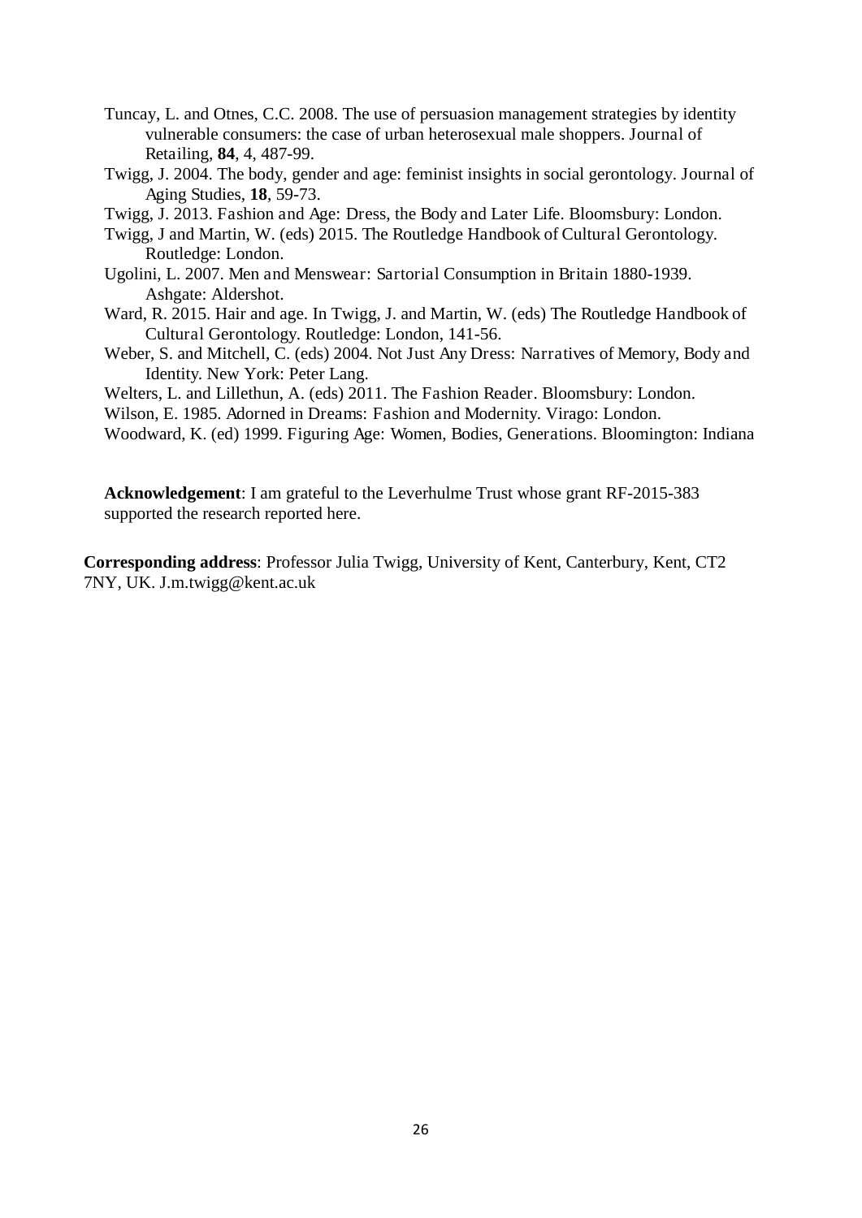Tuncay, L. and Otnes, C.C. 2008. The use of persuasion management strategies by identity vulnerable consumers: the case of urban heterosexual male shoppers. Journal of Retailing, **84**, 4, 487-99.

Twigg, J. 2004. The body, gender and age: feminist insights in social gerontology. Journal of Aging Studies, **18**, 59-73.

Twigg, J. 2013. Fashion and Age: Dress, the Body and Later Life. Bloomsbury: London.

Twigg, J and Martin, W. (eds) 2015. The Routledge Handbook of Cultural Gerontology. Routledge: London.

Ugolini, L. 2007. Men and Menswear: Sartorial Consumption in Britain 1880-1939. Ashgate: Aldershot.

Ward, R. 2015. Hair and age. In Twigg, J. and Martin, W. (eds) The Routledge Handbook of Cultural Gerontology. Routledge: London, 141-56.

Weber, S. and Mitchell, C. (eds) 2004. Not Just Any Dress: Narratives of Memory, Body and Identity. New York: Peter Lang.

Welters, L. and Lillethun, A. (eds) 2011. The Fashion Reader. Bloomsbury: London.

Wilson, E. 1985. Adorned in Dreams: Fashion and Modernity. Virago: London.

Woodward, K. (ed) 1999. Figuring Age: Women, Bodies, Generations. Bloomington: Indiana

**Acknowledgement**: I am grateful to the Leverhulme Trust whose grant RF-2015-383 supported the research reported here.

**Corresponding address**: Professor Julia Twigg, University of Kent, Canterbury, Kent, CT2 7NY, UK. J.m.twigg@kent.ac.uk